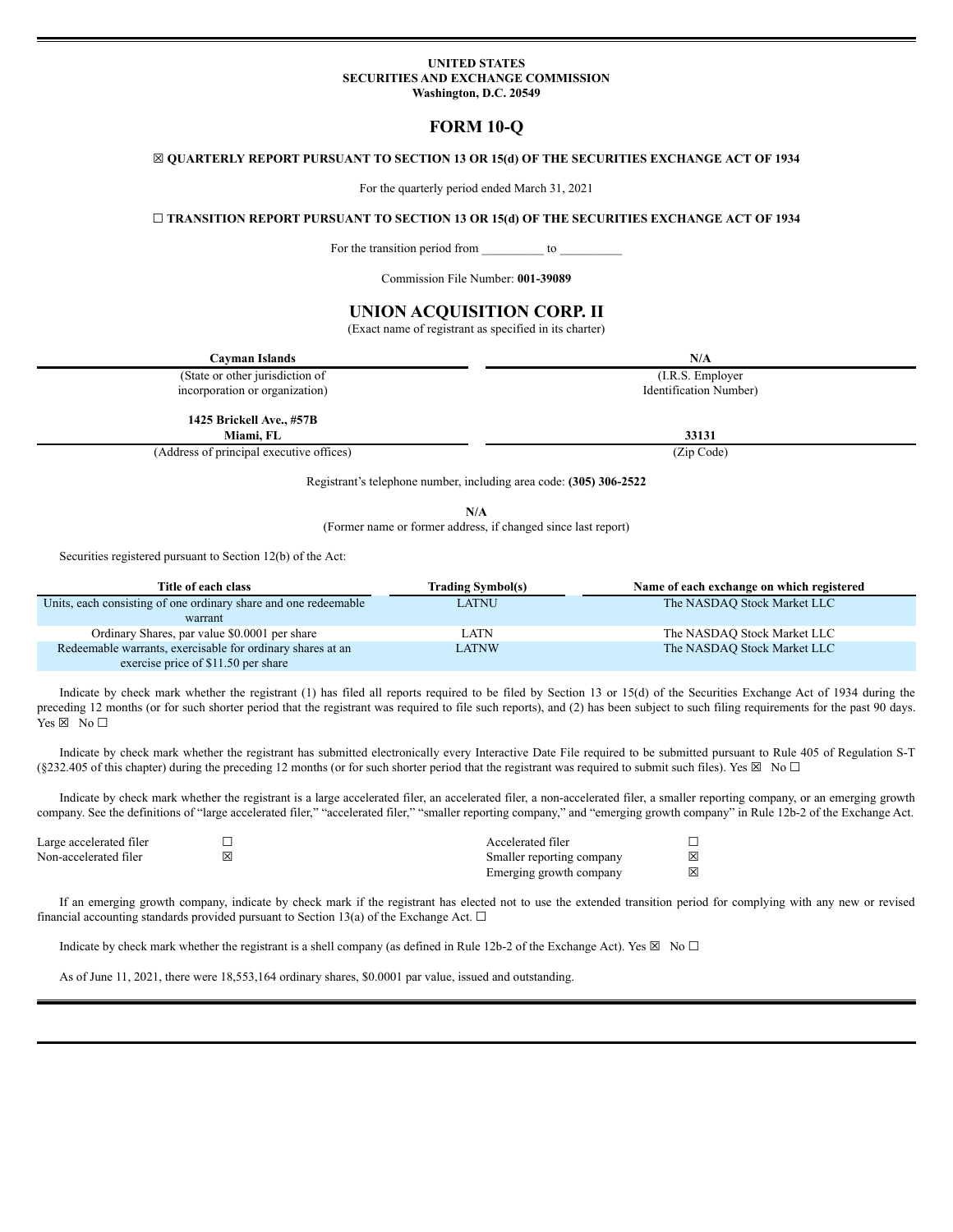**UNITED STATES**
**SECURITIES AND EXCHANGE COMMISSION**
**Washington, D.C. 20549**

# FORM 10-Q

☒ **QUARTERLY REPORT PURSUANT TO SECTION 13 OR 15(d) OF THE SECURITIES EXCHANGE ACT OF 1934**

For the quarterly period ended March 31, 2021

☐ **TRANSITION REPORT PURSUANT TO SECTION 13 OR 15(d) OF THE SECURITIES EXCHANGE ACT OF 1934**

For the transition period from __________ to __________

Commission File Number: **001-39089**

# UNION ACQUISITION CORP. II

(Exact name of registrant as specified in its charter)

| | |
|---|---|
| **Cayman Islands** | **N/A** |
| (State or other jurisdiction of incorporation or organization) | (I.R.S. Employer Identification Number) |
| **1425 Brickell Ave., #57B Miami, FL** | **33131** |
| (Address of principal executive offices) | (Zip Code) |

Registrant's telephone number, including area code: **(305) 306-2522**

**N/A**
(Former name or former address, if changed since last report)

Securities registered pursuant to Section 12(b) of the Act:

| Title of each class | Trading Symbol(s) | Name of each exchange on which registered |
|---|---|---|
| Units, each consisting of one ordinary share and one redeemable warrant | LATNU | The NASDAQ Stock Market LLC |
| Ordinary Shares, par value $0.0001 per share | LATN | The NASDAQ Stock Market LLC |
| Redeemable warrants, exercisable for ordinary shares at an exercise price of $11.50 per share | LATNW | The NASDAQ Stock Market LLC |

Indicate by check mark whether the registrant (1) has filed all reports required to be filed by Section 13 or 15(d) of the Securities Exchange Act of 1934 during the preceding 12 months (or for such shorter period that the registrant was required to file such reports), and (2) has been subject to such filing requirements for the past 90 days. Yes ☒ No ☐

Indicate by check mark whether the registrant has submitted electronically every Interactive Date File required to be submitted pursuant to Rule 405 of Regulation S-T (§232.405 of this chapter) during the preceding 12 months (or for such shorter period that the registrant was required to submit such files). Yes ☒ No ☐

Indicate by check mark whether the registrant is a large accelerated filer, an accelerated filer, a non-accelerated filer, a smaller reporting company, or an emerging growth company. See the definitions of "large accelerated filer," "accelerated filer," "smaller reporting company," and "emerging growth company" in Rule 12b-2 of the Exchange Act.

| | | | |
|---|---|---|---|
| Large accelerated filer | ☐ | Accelerated filer | ☐ |
| Non-accelerated filer | ☒ | Smaller reporting company | ☒ |
| | | Emerging growth company | ☒ |

If an emerging growth company, indicate by check mark if the registrant has elected not to use the extended transition period for complying with any new or revised financial accounting standards provided pursuant to Section 13(a) of the Exchange Act. ☐

Indicate by check mark whether the registrant is a shell company (as defined in Rule 12b-2 of the Exchange Act). Yes ☒ No ☐

As of June 11, 2021, there were 18,553,164 ordinary shares, $0.0001 par value, issued and outstanding.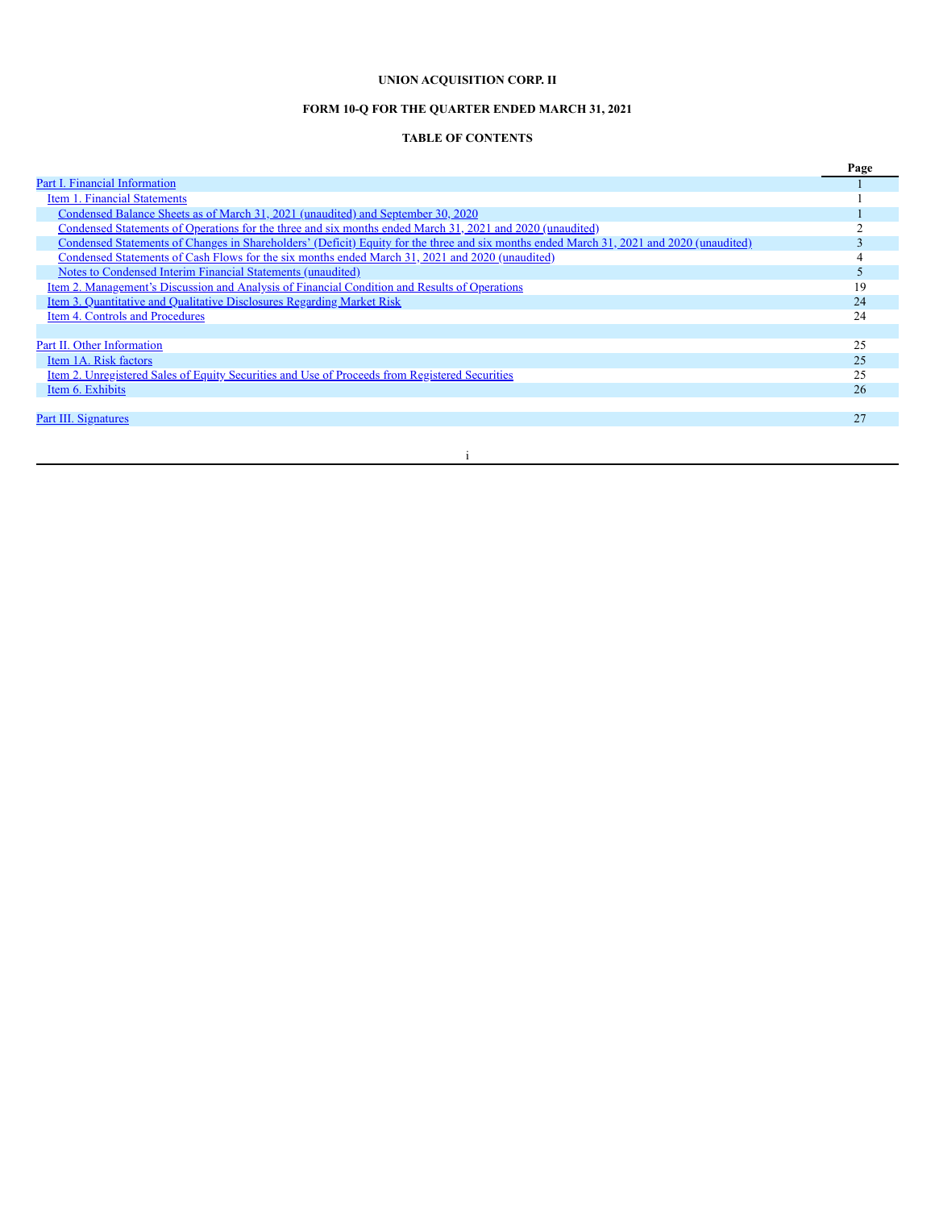**UNION ACQUISITION CORP. II**

**FORM 10-Q FOR THE QUARTER ENDED MARCH 31, 2021**

**TABLE OF CONTENTS**

| | Page |
|---|---|
| Part I. Financial Information | 1 |
| Item 1. Financial Statements | 1 |
| Condensed Balance Sheets as of March 31, 2021 (unaudited) and September 30, 2020 | 1 |
| Condensed Statements of Operations for the three and six months ended March 31, 2021 and 2020 (unaudited) | 2 |
| Condensed Statements of Changes in Shareholders' (Deficit) Equity for the three and six months ended March 31, 2021 and 2020 (unaudited) | 3 |
| Condensed Statements of Cash Flows for the six months ended March 31, 2021 and 2020 (unaudited) | 4 |
| Notes to Condensed Interim Financial Statements (unaudited) | 5 |
| Item 2. Management's Discussion and Analysis of Financial Condition and Results of Operations | 19 |
| Item 3. Quantitative and Qualitative Disclosures Regarding Market Risk | 24 |
| Item 4. Controls and Procedures | 24 |
| | |
| Part II. Other Information | 25 |
| Item 1A. Risk factors | 25 |
| Item 2. Unregistered Sales of Equity Securities and Use of Proceeds from Registered Securities | 25 |
| Item 6. Exhibits | 26 |
| | |
| Part III. Signatures | 27 |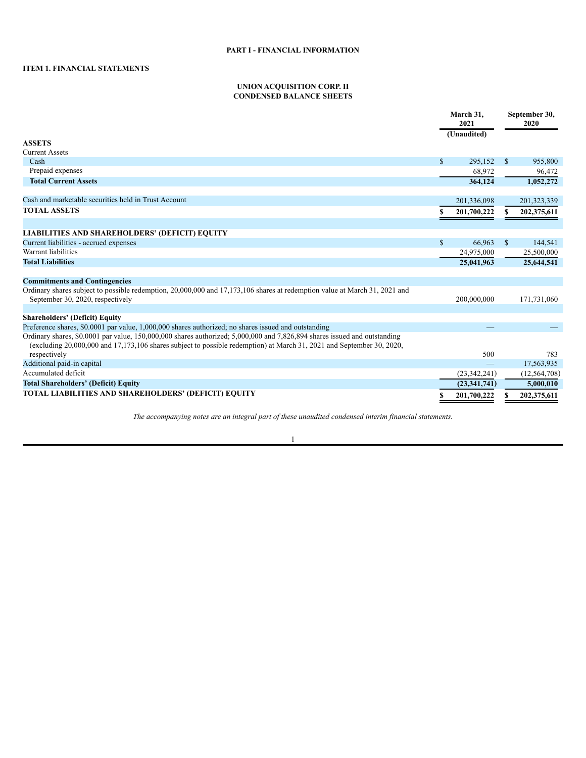# PART I - FINANCIAL INFORMATION

## ITEM 1. FINANCIAL STATEMENTS

### UNION ACQUISITION CORP. II
### CONDENSED BALANCE SHEETS

| | March 31, 2021 | September 30, 2020 |
|---|---|---|
| | (Unaudited) | |
| **ASSETS** | | |
| Current Assets | | |
| Cash | $ 295,152 | $ 955,800 |
| Prepaid expenses | 68,972 | 96,472 |
| **Total Current Assets** | **364,124** | **1,052,272** |
| | | |
| Cash and marketable securities held in Trust Account | 201,336,098 | 201,323,339 |
| **TOTAL ASSETS** | **$ 201,700,222** | **$ 202,375,611** |
| | | |
| **LIABILITIES AND SHAREHOLDERS' (DEFICIT) EQUITY** | | |
| Current liabilities - accrued expenses | $ 66,963 | $ 144,541 |
| Warrant liabilities | 24,975,000 | 25,500,000 |
| **Total Liabilities** | **25,041,963** | **25,644,541** |
| | | |
| **Commitments and Contingencies** | | |
| Ordinary shares subject to possible redemption, 20,000,000 and 17,173,106 shares at redemption value at March 31, 2021 and September 30, 2020, respectively | 200,000,000 | 171,731,060 |
| | | |
| **Shareholders' (Deficit) Equity** | | |
| Preference shares, $0.0001 par value, 1,000,000 shares authorized; no shares issued and outstanding | — | — |
| Ordinary shares, $0.0001 par value, 150,000,000 shares authorized; 5,000,000 and 7,826,894 shares issued and outstanding (excluding 20,000,000 and 17,173,106 shares subject to possible redemption) at March 31, 2021 and September 30, 2020, respectively | 500 | 783 |
| Additional paid-in capital | — | 17,563,935 |
| Accumulated deficit | (23,342,241) | (12,564,708) |
| **Total Shareholders' (Deficit) Equity** | **(23,341,741)** | **5,000,010** |
| **TOTAL LIABILITIES AND SHAREHOLDERS' (DEFICIT) EQUITY** | **$ 201,700,222** | **$ 202,375,611** |

*The accompanying notes are an integral part of these unaudited condensed interim financial statements.*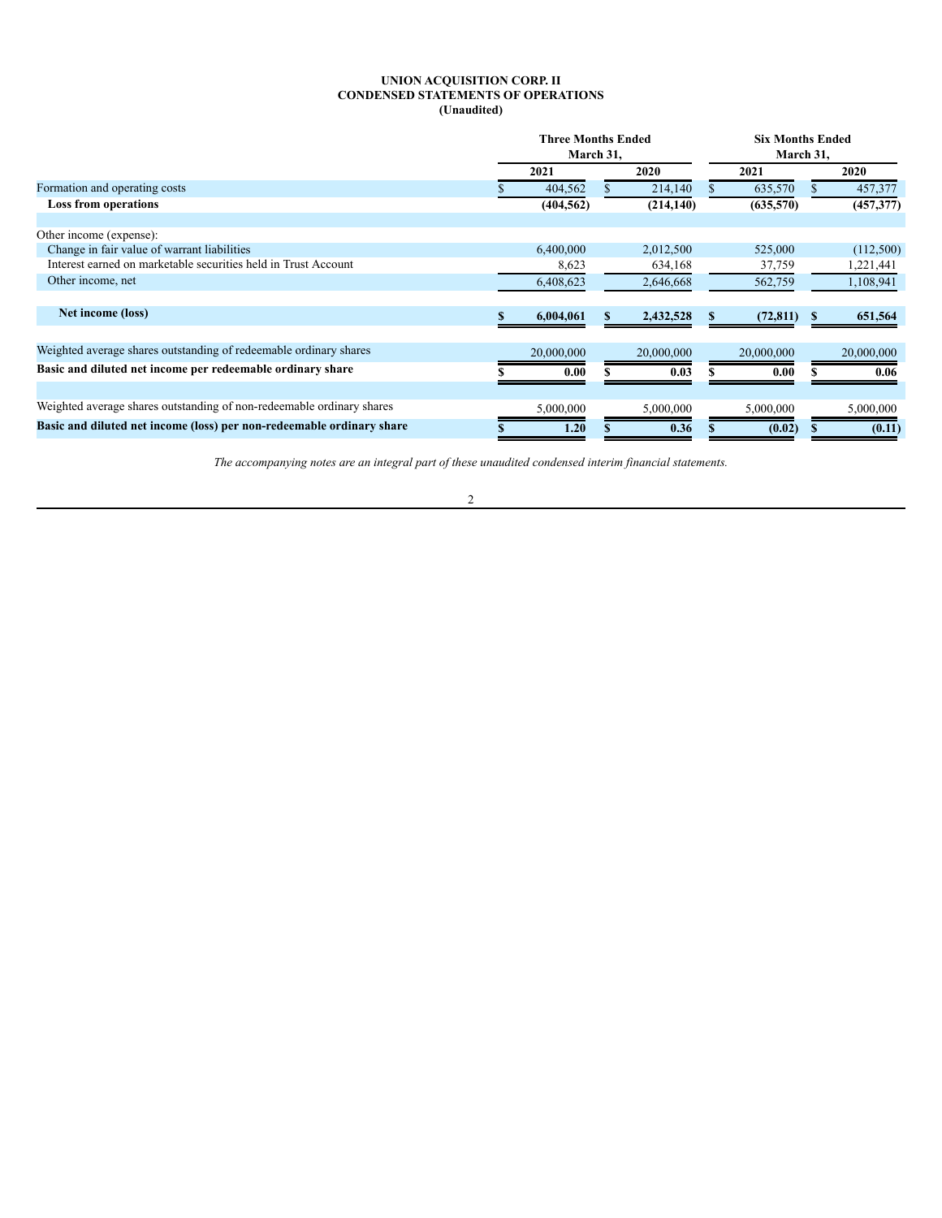**UNION ACQUISITION CORP. II**
**CONDENSED STATEMENTS OF OPERATIONS**
**(Unaudited)**

| | Three Months Ended March 31, | | Six Months Ended March 31, | |
|---|---|---|---|---|
| | **2021** | **2020** | **2021** | **2020** |
| Formation and operating costs | $ 404,562 | $ 214,140 | $ 635,570 | $ 457,377 |
| **Loss from operations** | **(404,562)** | **(214,140)** | **(635,570)** | **(457,377)** |
| | | | | |
| Other income (expense): | | | | |
| Change in fair value of warrant liabilities | 6,400,000 | 2,012,500 | 525,000 | (112,500) |
| Interest earned on marketable securities held in Trust Account | 8,623 | 634,168 | 37,759 | 1,221,441 |
| Other income, net | 6,408,623 | 2,646,668 | 562,759 | 1,108,941 |
| | | | | |
| **Net income (loss)** | **$ 6,004,061** | **$ 2,432,528** | **$ (72,811)** | **$ 651,564** |
| | | | | |
| Weighted average shares outstanding of redeemable ordinary shares | 20,000,000 | 20,000,000 | 20,000,000 | 20,000,000 |
| **Basic and diluted net income per redeemable ordinary share** | **$ 0.00** | **$ 0.03** | **$ 0.00** | **$ 0.06** |
| | | | | |
| Weighted average shares outstanding of non-redeemable ordinary shares | 5,000,000 | 5,000,000 | 5,000,000 | 5,000,000 |
| **Basic and diluted net income (loss) per non-redeemable ordinary share** | **$ 1.20** | **$ 0.36** | **$ (0.02)** | **$ (0.11)** |

*The accompanying notes are an integral part of these unaudited condensed interim financial statements.*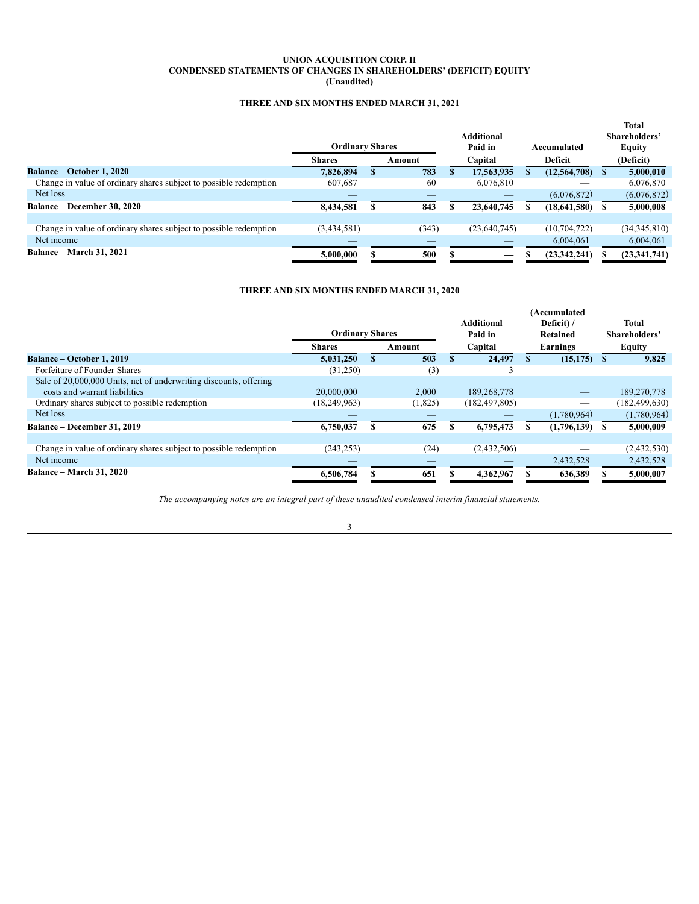**UNION ACQUISITION CORP. II**
**CONDENSED STATEMENTS OF CHANGES IN SHAREHOLDERS' (DEFICIT) EQUITY**
**(Unaudited)**

**THREE AND SIX MONTHS ENDED MARCH 31, 2021**

| | Ordinary Shares | | Additional Paid in Capital | Accumulated Deficit | Total Shareholders' Equity (Deficit) |
|---|---|---|---|---|---|
| | Shares | Amount | | | |
| **Balance – October 1, 2020** | **7,826,894** | **$ 783** | **$ 17,563,935** | **$ (12,564,708)** | **$ 5,000,010** |
| Change in value of ordinary shares subject to possible redemption | 607,687 | 60 | 6,076,810 | — | 6,076,870 |
| Net loss | — | — | — | (6,076,872) | (6,076,872) |
| **Balance – December 30, 2020** | **8,434,581** | **$ 843** | **$ 23,640,745** | **$ (18,641,580)** | **$ 5,000,008** |
| | | | | | |
| Change in value of ordinary shares subject to possible redemption | (3,434,581) | (343) | (23,640,745) | (10,704,722) | (34,345,810) |
| Net income | — | — | — | 6,004,061 | 6,004,061 |
| **Balance – March 31, 2021** | **5,000,000** | **$ 500** | **$ —** | **$ (23,342,241)** | **$ (23,341,741)** |

**THREE AND SIX MONTHS ENDED MARCH 31, 2020**

| | Ordinary Shares | | Additional Paid in Capital | (Accumulated Deficit) / Retained Earnings | Total Shareholders' Equity |
|---|---|---|---|---|---|
| | Shares | Amount | | | |
| **Balance – October 1, 2019** | **5,031,250** | **$ 503** | **$ 24,497** | **$ (15,175)** | **$ 9,825** |
| Forfeiture of Founder Shares | (31,250) | (3) | 3 | — | — |
| Sale of 20,000,000 Units, net of underwriting discounts, offering costs and warrant liabilities | 20,000,000 | 2,000 | 189,268,778 | — | 189,270,778 |
| Ordinary shares subject to possible redemption | (18,249,963) | (1,825) | (182,497,805) | — | (182,499,630) |
| Net loss | — | — | — | (1,780,964) | (1,780,964) |
| **Balance – December 31, 2019** | **6,750,037** | **$ 675** | **$ 6,795,473** | **$ (1,796,139)** | **$ 5,000,009** |
| | | | | | |
| Change in value of ordinary shares subject to possible redemption | (243,253) | (24) | (2,432,506) | — | (2,432,530) |
| Net income | — | — | — | 2,432,528 | 2,432,528 |
| **Balance – March 31, 2020** | **6,506,784** | **$ 651** | **$ 4,362,967** | **$ 636,389** | **$ 5,000,007** |

*The accompanying notes are an integral part of these unaudited condensed interim financial statements.*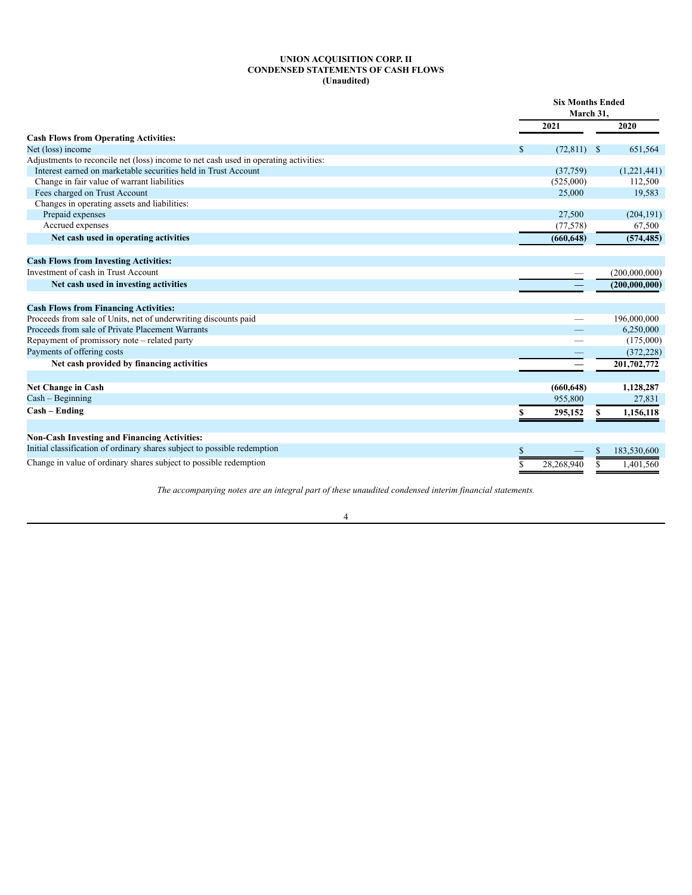**UNION ACQUISITION CORP. II**
**CONDENSED STATEMENTS OF CASH FLOWS**
**(Unaudited)**

| | Six Months Ended March 31, | |
|---|---|---|
| | **2021** | **2020** |
| **Cash Flows from Operating Activities:** | | |
| Net (loss) income | $ (72,811) | $ 651,564 |
| Adjustments to reconcile net (loss) income to net cash used in operating activities: | | |
| Interest earned on marketable securities held in Trust Account | (37,759) | (1,221,441) |
| Change in fair value of warrant liabilities | (525,000) | 112,500 |
| Fees charged on Trust Account | 25,000 | 19,583 |
| Changes in operating assets and liabilities: | | |
| Prepaid expenses | 27,500 | (204,191) |
| Accrued expenses | (77,578) | 67,500 |
| **Net cash used in operating activities** | **(660,648)** | **(574,485)** |
| | | |
| **Cash Flows from Investing Activities:** | | |
| Investment of cash in Trust Account | — | (200,000,000) |
| **Net cash used in investing activities** | **—** | **(200,000,000)** |
| | | |
| **Cash Flows from Financing Activities:** | | |
| Proceeds from sale of Units, net of underwriting discounts paid | — | 196,000,000 |
| Proceeds from sale of Private Placement Warrants | — | 6,250,000 |
| Repayment of promissory note – related party | — | (175,000) |
| Payments of offering costs | — | (372,228) |
| **Net cash provided by financing activities** | **—** | **201,702,772** |
| | | |
| **Net Change in Cash** | **(660,648)** | **1,128,287** |
| Cash – Beginning | 955,800 | 27,831 |
| **Cash – Ending** | **$ 295,152** | **$ 1,156,118** |
| | | |
| **Non-Cash Investing and Financing Activities:** | | |
| Initial classification of ordinary shares subject to possible redemption | $ — | $ 183,530,600 |
| Change in value of ordinary shares subject to possible redemption | $ 28,268,940 | $ 1,401,560 |

*The accompanying notes are an integral part of these unaudited condensed interim financial statements.*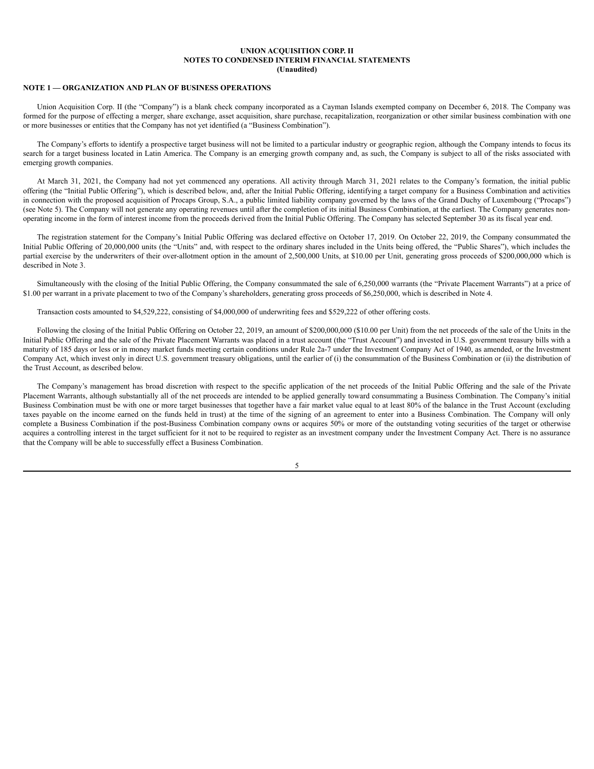**UNION ACQUISITION CORP. II**
**NOTES TO CONDENSED INTERIM FINANCIAL STATEMENTS**
**(Unaudited)**

## NOTE 1 — ORGANIZATION AND PLAN OF BUSINESS OPERATIONS

Union Acquisition Corp. II (the "Company") is a blank check company incorporated as a Cayman Islands exempted company on December 6, 2018. The Company was formed for the purpose of effecting a merger, share exchange, asset acquisition, share purchase, recapitalization, reorganization or other similar business combination with one or more businesses or entities that the Company has not yet identified (a "Business Combination").

The Company's efforts to identify a prospective target business will not be limited to a particular industry or geographic region, although the Company intends to focus its search for a target business located in Latin America. The Company is an emerging growth company and, as such, the Company is subject to all of the risks associated with emerging growth companies.

At March 31, 2021, the Company had not yet commenced any operations. All activity through March 31, 2021 relates to the Company's formation, the initial public offering (the "Initial Public Offering"), which is described below, and, after the Initial Public Offering, identifying a target company for a Business Combination and activities in connection with the proposed acquisition of Procaps Group, S.A., a public limited liability company governed by the laws of the Grand Duchy of Luxembourg ("Procaps") (see Note 5). The Company will not generate any operating revenues until after the completion of its initial Business Combination, at the earliest. The Company generates non-operating income in the form of interest income from the proceeds derived from the Initial Public Offering. The Company has selected September 30 as its fiscal year end.

The registration statement for the Company's Initial Public Offering was declared effective on October 17, 2019. On October 22, 2019, the Company consummated the Initial Public Offering of 20,000,000 units (the "Units" and, with respect to the ordinary shares included in the Units being offered, the "Public Shares"), which includes the partial exercise by the underwriters of their over-allotment option in the amount of 2,500,000 Units, at $10.00 per Unit, generating gross proceeds of $200,000,000 which is described in Note 3.

Simultaneously with the closing of the Initial Public Offering, the Company consummated the sale of 6,250,000 warrants (the "Private Placement Warrants") at a price of $1.00 per warrant in a private placement to two of the Company's shareholders, generating gross proceeds of $6,250,000, which is described in Note 4.

Transaction costs amounted to $4,529,222, consisting of $4,000,000 of underwriting fees and $529,222 of other offering costs.

Following the closing of the Initial Public Offering on October 22, 2019, an amount of $200,000,000 ($10.00 per Unit) from the net proceeds of the sale of the Units in the Initial Public Offering and the sale of the Private Placement Warrants was placed in a trust account (the "Trust Account") and invested in U.S. government treasury bills with a maturity of 185 days or less or in money market funds meeting certain conditions under Rule 2a-7 under the Investment Company Act of 1940, as amended, or the Investment Company Act, which invest only in direct U.S. government treasury obligations, until the earlier of (i) the consummation of the Business Combination or (ii) the distribution of the Trust Account, as described below.

The Company's management has broad discretion with respect to the specific application of the net proceeds of the Initial Public Offering and the sale of the Private Placement Warrants, although substantially all of the net proceeds are intended to be applied generally toward consummating a Business Combination. The Company's initial Business Combination must be with one or more target businesses that together have a fair market value equal to at least 80% of the balance in the Trust Account (excluding taxes payable on the income earned on the funds held in trust) at the time of the signing of an agreement to enter into a Business Combination. The Company will only complete a Business Combination if the post-Business Combination company owns or acquires 50% or more of the outstanding voting securities of the target or otherwise acquires a controlling interest in the target sufficient for it not to be required to register as an investment company under the Investment Company Act. There is no assurance that the Company will be able to successfully effect a Business Combination.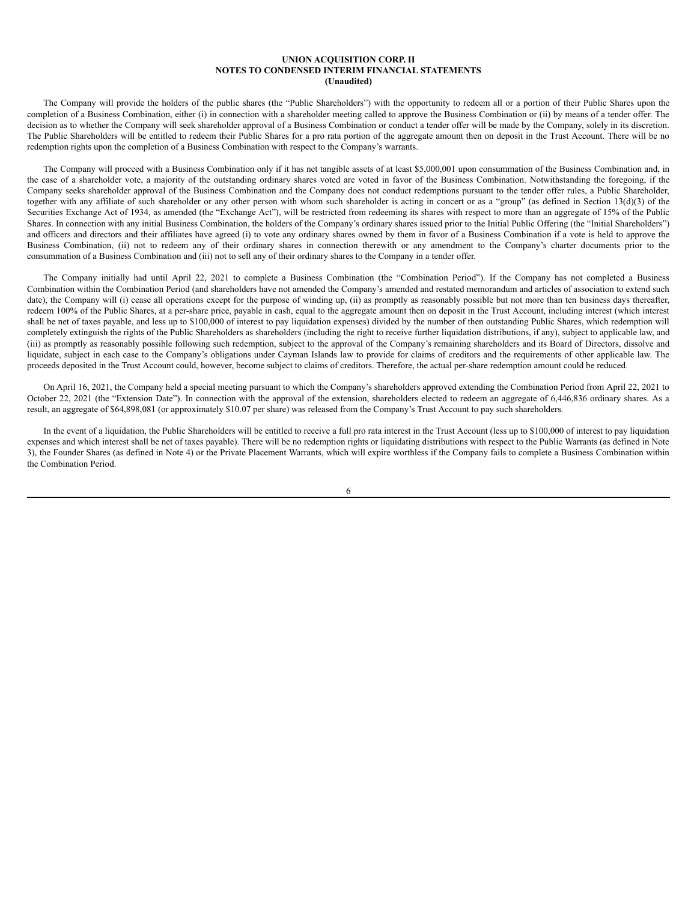**UNION ACQUISITION CORP. II**
**NOTES TO CONDENSED INTERIM FINANCIAL STATEMENTS**
**(Unaudited)**

The Company will provide the holders of the public shares (the "Public Shareholders") with the opportunity to redeem all or a portion of their Public Shares upon the completion of a Business Combination, either (i) in connection with a shareholder meeting called to approve the Business Combination or (ii) by means of a tender offer. The decision as to whether the Company will seek shareholder approval of a Business Combination or conduct a tender offer will be made by the Company, solely in its discretion. The Public Shareholders will be entitled to redeem their Public Shares for a pro rata portion of the aggregate amount then on deposit in the Trust Account. There will be no redemption rights upon the completion of a Business Combination with respect to the Company's warrants.

The Company will proceed with a Business Combination only if it has net tangible assets of at least $5,000,001 upon consummation of the Business Combination and, in the case of a shareholder vote, a majority of the outstanding ordinary shares voted are voted in favor of the Business Combination. Notwithstanding the foregoing, if the Company seeks shareholder approval of the Business Combination and the Company does not conduct redemptions pursuant to the tender offer rules, a Public Shareholder, together with any affiliate of such shareholder or any other person with whom such shareholder is acting in concert or as a "group" (as defined in Section 13(d)(3) of the Securities Exchange Act of 1934, as amended (the "Exchange Act"), will be restricted from redeeming its shares with respect to more than an aggregate of 15% of the Public Shares. In connection with any initial Business Combination, the holders of the Company's ordinary shares issued prior to the Initial Public Offering (the "Initial Shareholders") and officers and directors and their affiliates have agreed (i) to vote any ordinary shares owned by them in favor of a Business Combination if a vote is held to approve the Business Combination, (ii) not to redeem any of their ordinary shares in connection therewith or any amendment to the Company's charter documents prior to the consummation of a Business Combination and (iii) not to sell any of their ordinary shares to the Company in a tender offer.

The Company initially had until April 22, 2021 to complete a Business Combination (the "Combination Period"). If the Company has not completed a Business Combination within the Combination Period (and shareholders have not amended the Company's amended and restated memorandum and articles of association to extend such date), the Company will (i) cease all operations except for the purpose of winding up, (ii) as promptly as reasonably possible but not more than ten business days thereafter, redeem 100% of the Public Shares, at a per-share price, payable in cash, equal to the aggregate amount then on deposit in the Trust Account, including interest (which interest shall be net of taxes payable, and less up to $100,000 of interest to pay liquidation expenses) divided by the number of then outstanding Public Shares, which redemption will completely extinguish the rights of the Public Shareholders as shareholders (including the right to receive further liquidation distributions, if any), subject to applicable law, and (iii) as promptly as reasonably possible following such redemption, subject to the approval of the Company's remaining shareholders and its Board of Directors, dissolve and liquidate, subject in each case to the Company's obligations under Cayman Islands law to provide for claims of creditors and the requirements of other applicable law. The proceeds deposited in the Trust Account could, however, become subject to claims of creditors. Therefore, the actual per-share redemption amount could be reduced.

On April 16, 2021, the Company held a special meeting pursuant to which the Company's shareholders approved extending the Combination Period from April 22, 2021 to October 22, 2021 (the "Extension Date"). In connection with the approval of the extension, shareholders elected to redeem an aggregate of 6,446,836 ordinary shares. As a result, an aggregate of $64,898,081 (or approximately $10.07 per share) was released from the Company's Trust Account to pay such shareholders.

In the event of a liquidation, the Public Shareholders will be entitled to receive a full pro rata interest in the Trust Account (less up to $100,000 of interest to pay liquidation expenses and which interest shall be net of taxes payable). There will be no redemption rights or liquidating distributions with respect to the Public Warrants (as defined in Note 3), the Founder Shares (as defined in Note 4) or the Private Placement Warrants, which will expire worthless if the Company fails to complete a Business Combination within the Combination Period.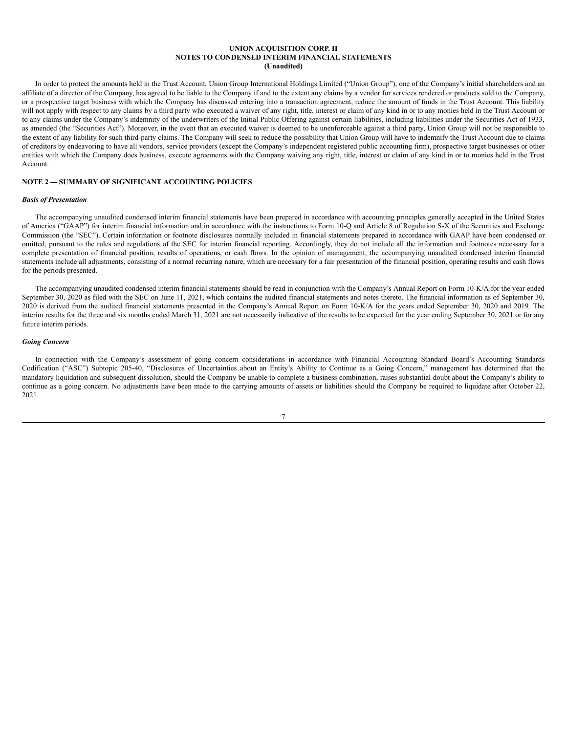In order to protect the amounts held in the Trust Account, Union Group International Holdings Limited ("Union Group"), one of the Company's initial shareholders and an affiliate of a director of the Company, has agreed to be liable to the Company if and to the extent any claims by a vendor for services rendered or products sold to the Company, or a prospective target business with which the Company has discussed entering into a transaction agreement, reduce the amount of funds in the Trust Account. This liability will not apply with respect to any claims by a third party who executed a waiver of any right, title, interest or claim of any kind in or to any monies held in the Trust Account or to any claims under the Company's indemnity of the underwriters of the Initial Public Offering against certain liabilities, including liabilities under the Securities Act of 1933, as amended (the "Securities Act"). Moreover, in the event that an executed waiver is deemed to be unenforceable against a third party, Union Group will not be responsible to the extent of any liability for such third-party claims. The Company will seek to reduce the possibility that Union Group will have to indemnify the Trust Account due to claims of creditors by endeavoring to have all vendors, service providers (except the Company's independent registered public accounting firm), prospective target businesses or other entities with which the Company does business, execute agreements with the Company waiving any right, title, interest or claim of any kind in or to monies held in the Trust Account.

## NOTE 2 — SUMMARY OF SIGNIFICANT ACCOUNTING POLICIES

### *Basis of Presentation*

The accompanying unaudited condensed interim financial statements have been prepared in accordance with accounting principles generally accepted in the United States of America ("GAAP") for interim financial information and in accordance with the instructions to Form 10-Q and Article 8 of Regulation S-X of the Securities and Exchange Commission (the "SEC"). Certain information or footnote disclosures normally included in financial statements prepared in accordance with GAAP have been condensed or omitted, pursuant to the rules and regulations of the SEC for interim financial reporting. Accordingly, they do not include all the information and footnotes necessary for a complete presentation of financial position, results of operations, or cash flows. In the opinion of management, the accompanying unaudited condensed interim financial statements include all adjustments, consisting of a normal recurring nature, which are necessary for a fair presentation of the financial position, operating results and cash flows for the periods presented.

The accompanying unaudited condensed interim financial statements should be read in conjunction with the Company's Annual Report on Form 10-K/A for the year ended September 30, 2020 as filed with the SEC on June 11, 2021, which contains the audited financial statements and notes thereto. The financial information as of September 30, 2020 is derived from the audited financial statements presented in the Company's Annual Report on Form 10-K/A for the years ended September 30, 2020 and 2019. The interim results for the three and six months ended March 31, 2021 are not necessarily indicative of the results to be expected for the year ending September 30, 2021 or for any future interim periods.

### *Going Concern*

In connection with the Company's assessment of going concern considerations in accordance with Financial Accounting Standard Board's Accounting Standards Codification ("ASC") Subtopic 205-40, "Disclosures of Uncertainties about an Entity's Ability to Continue as a Going Concern," management has determined that the mandatory liquidation and subsequent dissolution, should the Company be unable to complete a business combination, raises substantial doubt about the Company's ability to continue as a going concern. No adjustments have been made to the carrying amounts of assets or liabilities should the Company be required to liquidate after October 22, 2021.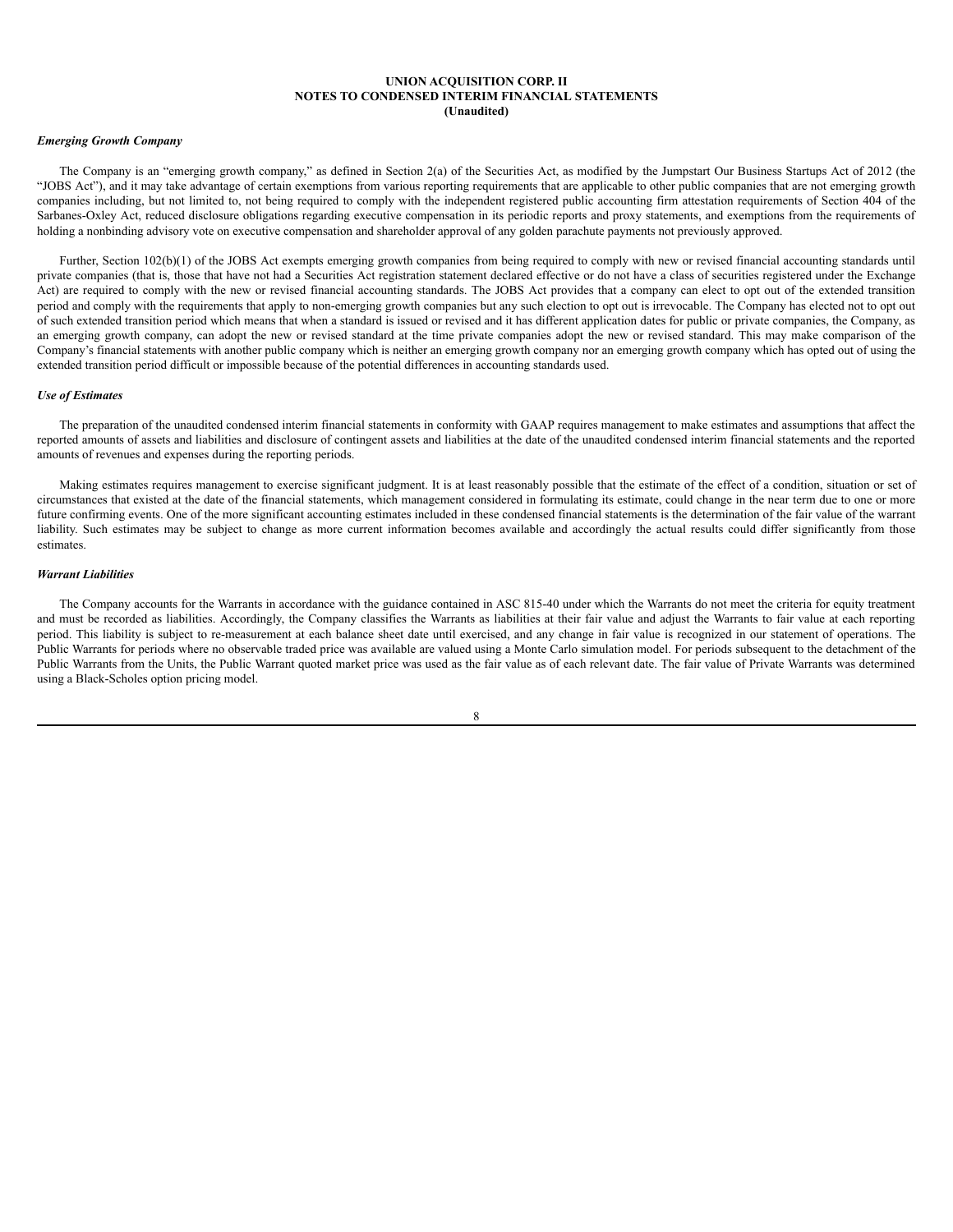### UNION ACQUISITION CORP. II
### NOTES TO CONDENSED INTERIM FINANCIAL STATEMENTS
### (Unaudited)

***Emerging Growth Company***

The Company is an "emerging growth company," as defined in Section 2(a) of the Securities Act, as modified by the Jumpstart Our Business Startups Act of 2012 (the "JOBS Act"), and it may take advantage of certain exemptions from various reporting requirements that are applicable to other public companies that are not emerging growth companies including, but not limited to, not being required to comply with the independent registered public accounting firm attestation requirements of Section 404 of the Sarbanes-Oxley Act, reduced disclosure obligations regarding executive compensation in its periodic reports and proxy statements, and exemptions from the requirements of holding a nonbinding advisory vote on executive compensation and shareholder approval of any golden parachute payments not previously approved.

Further, Section 102(b)(1) of the JOBS Act exempts emerging growth companies from being required to comply with new or revised financial accounting standards until private companies (that is, those that have not had a Securities Act registration statement declared effective or do not have a class of securities registered under the Exchange Act) are required to comply with the new or revised financial accounting standards. The JOBS Act provides that a company can elect to opt out of the extended transition period and comply with the requirements that apply to non-emerging growth companies but any such election to opt out is irrevocable. The Company has elected not to opt out of such extended transition period which means that when a standard is issued or revised and it has different application dates for public or private companies, the Company, as an emerging growth company, can adopt the new or revised standard at the time private companies adopt the new or revised standard. This may make comparison of the Company's financial statements with another public company which is neither an emerging growth company nor an emerging growth company which has opted out of using the extended transition period difficult or impossible because of the potential differences in accounting standards used.

***Use of Estimates***

The preparation of the unaudited condensed interim financial statements in conformity with GAAP requires management to make estimates and assumptions that affect the reported amounts of assets and liabilities and disclosure of contingent assets and liabilities at the date of the unaudited condensed interim financial statements and the reported amounts of revenues and expenses during the reporting periods.

Making estimates requires management to exercise significant judgment. It is at least reasonably possible that the estimate of the effect of a condition, situation or set of circumstances that existed at the date of the financial statements, which management considered in formulating its estimate, could change in the near term due to one or more future confirming events. One of the more significant accounting estimates included in these condensed financial statements is the determination of the fair value of the warrant liability. Such estimates may be subject to change as more current information becomes available and accordingly the actual results could differ significantly from those estimates.

***Warrant Liabilities***

The Company accounts for the Warrants in accordance with the guidance contained in ASC 815-40 under which the Warrants do not meet the criteria for equity treatment and must be recorded as liabilities. Accordingly, the Company classifies the Warrants as liabilities at their fair value and adjust the Warrants to fair value at each reporting period. This liability is subject to re-measurement at each balance sheet date until exercised, and any change in fair value is recognized in our statement of operations. The Public Warrants for periods where no observable traded price was available are valued using a Monte Carlo simulation model. For periods subsequent to the detachment of the Public Warrants from the Units, the Public Warrant quoted market price was used as the fair value as of each relevant date. The fair value of Private Warrants was determined using a Black-Scholes option pricing model.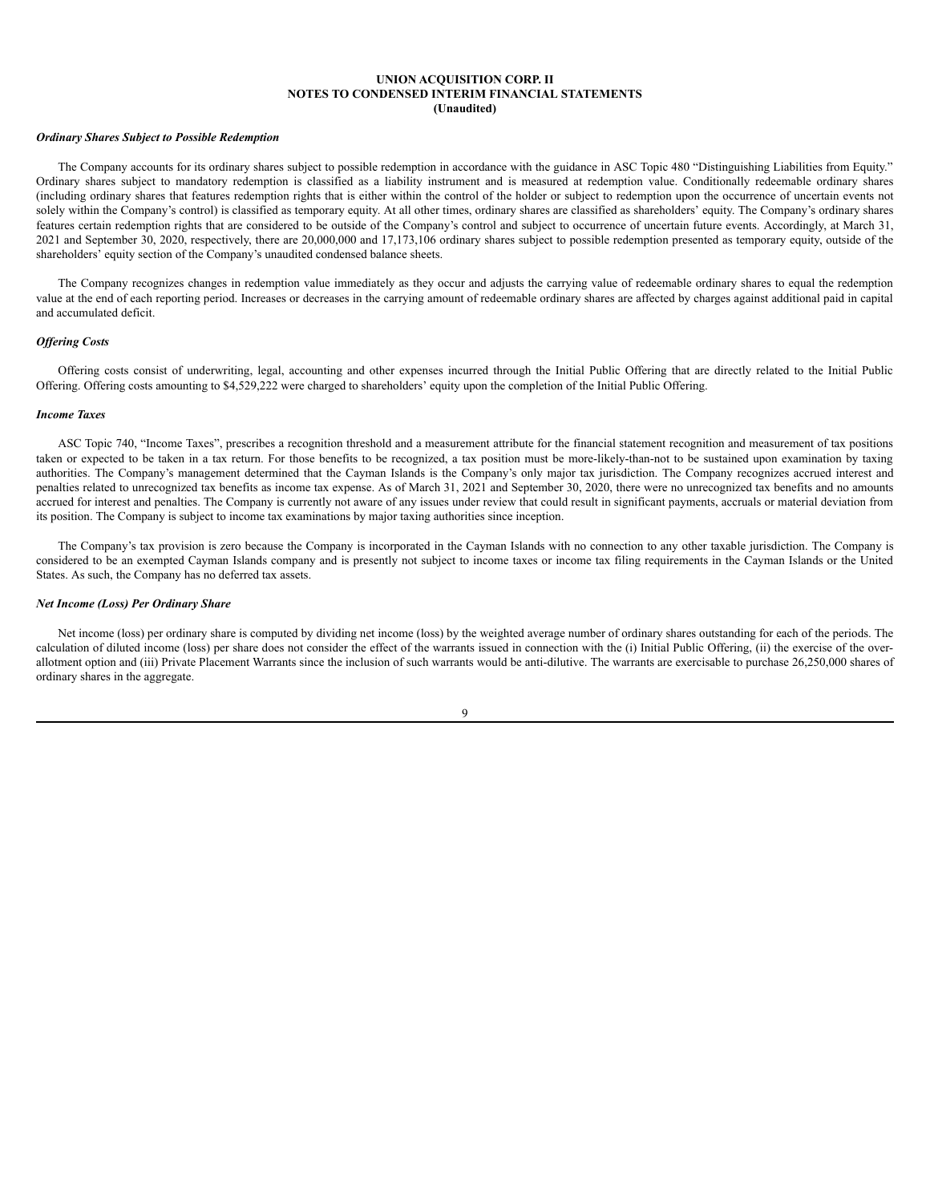### UNION ACQUISITION CORP. II
### NOTES TO CONDENSED INTERIM FINANCIAL STATEMENTS
### (Unaudited)

***Ordinary Shares Subject to Possible Redemption***

The Company accounts for its ordinary shares subject to possible redemption in accordance with the guidance in ASC Topic 480 "Distinguishing Liabilities from Equity." Ordinary shares subject to mandatory redemption is classified as a liability instrument and is measured at redemption value. Conditionally redeemable ordinary shares (including ordinary shares that features redemption rights that is either within the control of the holder or subject to redemption upon the occurrence of uncertain events not solely within the Company's control) is classified as temporary equity. At all other times, ordinary shares are classified as shareholders' equity. The Company's ordinary shares features certain redemption rights that are considered to be outside of the Company's control and subject to occurrence of uncertain future events. Accordingly, at March 31, 2021 and September 30, 2020, respectively, there are 20,000,000 and 17,173,106 ordinary shares subject to possible redemption presented as temporary equity, outside of the shareholders' equity section of the Company's unaudited condensed balance sheets.

The Company recognizes changes in redemption value immediately as they occur and adjusts the carrying value of redeemable ordinary shares to equal the redemption value at the end of each reporting period. Increases or decreases in the carrying amount of redeemable ordinary shares are affected by charges against additional paid in capital and accumulated deficit.

***Offering Costs***

Offering costs consist of underwriting, legal, accounting and other expenses incurred through the Initial Public Offering that are directly related to the Initial Public Offering. Offering costs amounting to $4,529,222 were charged to shareholders' equity upon the completion of the Initial Public Offering.

***Income Taxes***

ASC Topic 740, "Income Taxes", prescribes a recognition threshold and a measurement attribute for the financial statement recognition and measurement of tax positions taken or expected to be taken in a tax return. For those benefits to be recognized, a tax position must be more-likely-than-not to be sustained upon examination by taxing authorities. The Company's management determined that the Cayman Islands is the Company's only major tax jurisdiction. The Company recognizes accrued interest and penalties related to unrecognized tax benefits as income tax expense. As of March 31, 2021 and September 30, 2020, there were no unrecognized tax benefits and no amounts accrued for interest and penalties. The Company is currently not aware of any issues under review that could result in significant payments, accruals or material deviation from its position. The Company is subject to income tax examinations by major taxing authorities since inception.

The Company's tax provision is zero because the Company is incorporated in the Cayman Islands with no connection to any other taxable jurisdiction. The Company is considered to be an exempted Cayman Islands company and is presently not subject to income taxes or income tax filing requirements in the Cayman Islands or the United States. As such, the Company has no deferred tax assets.

***Net Income (Loss) Per Ordinary Share***

Net income (loss) per ordinary share is computed by dividing net income (loss) by the weighted average number of ordinary shares outstanding for each of the periods. The calculation of diluted income (loss) per share does not consider the effect of the warrants issued in connection with the (i) Initial Public Offering, (ii) the exercise of the over-allotment option and (iii) Private Placement Warrants since the inclusion of such warrants would be anti-dilutive. The warrants are exercisable to purchase 26,250,000 shares of ordinary shares in the aggregate.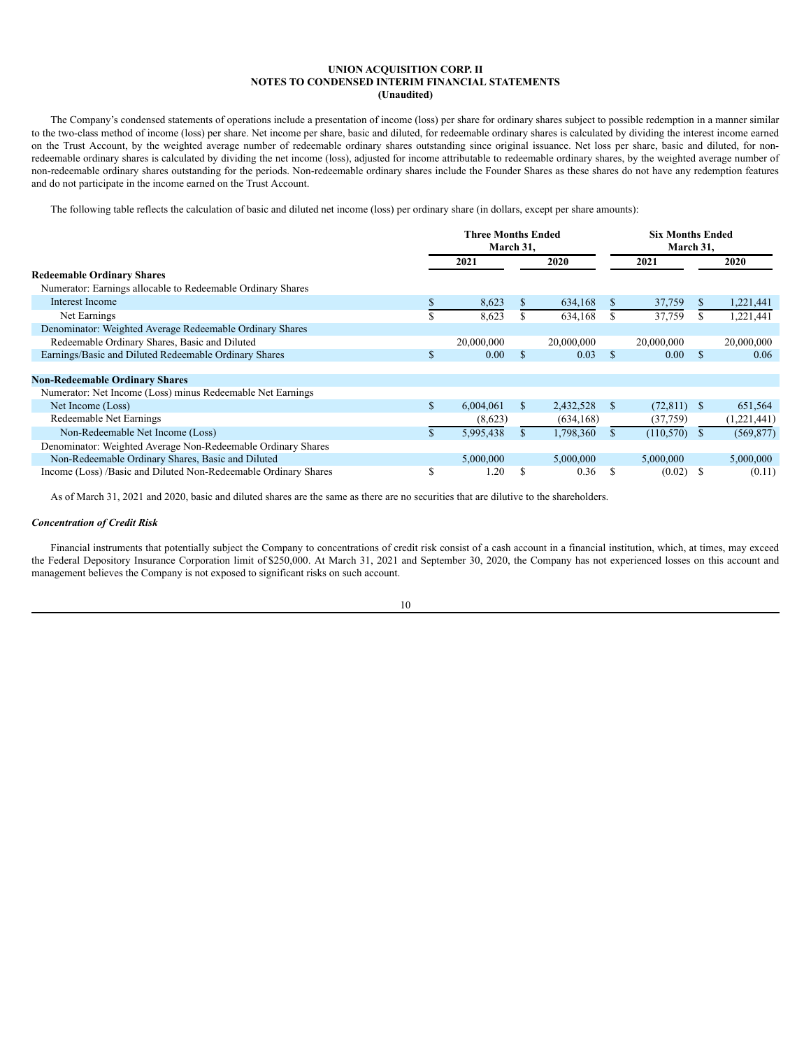**UNION ACQUISITION CORP. II**
**NOTES TO CONDENSED INTERIM FINANCIAL STATEMENTS**
**(Unaudited)**

The Company's condensed statements of operations include a presentation of income (loss) per share for ordinary shares subject to possible redemption in a manner similar to the two-class method of income (loss) per share. Net income per share, basic and diluted, for redeemable ordinary shares is calculated by dividing the interest income earned on the Trust Account, by the weighted average number of redeemable ordinary shares outstanding since original issuance. Net loss per share, basic and diluted, for non-redeemable ordinary shares is calculated by dividing the net income (loss), adjusted for income attributable to redeemable ordinary shares, by the weighted average number of non-redeemable ordinary shares outstanding for the periods. Non-redeemable ordinary shares include the Founder Shares as these shares do not have any redemption features and do not participate in the income earned on the Trust Account.

The following table reflects the calculation of basic and diluted net income (loss) per ordinary share (in dollars, except per share amounts):

| | Three Months Ended March 31, | | Six Months Ended March 31, | |
|---|---|---|---|---|
| | 2021 | 2020 | 2021 | 2020 |
| **Redeemable Ordinary Shares** | | | | |
| Numerator: Earnings allocable to Redeemable Ordinary Shares | | | | |
| Interest Income | $ 8,623 | $ 634,168 | $ 37,759 | $ 1,221,441 |
| Net Earnings | $ 8,623 | $ 634,168 | $ 37,759 | $ 1,221,441 |
| Denominator: Weighted Average Redeemable Ordinary Shares | | | | |
| Redeemable Ordinary Shares, Basic and Diluted | 20,000,000 | 20,000,000 | 20,000,000 | 20,000,000 |
| Earnings/Basic and Diluted Redeemable Ordinary Shares | $ 0.00 | $ 0.03 | $ 0.00 | $ 0.06 |
| | | | | |
| **Non-Redeemable Ordinary Shares** | | | | |
| Numerator: Net Income (Loss) minus Redeemable Net Earnings | | | | |
| Net Income (Loss) | $ 6,004,061 | $ 2,432,528 | $ (72,811) | $ 651,564 |
| Redeemable Net Earnings | (8,623) | (634,168) | (37,759) | (1,221,441) |
| Non-Redeemable Net Income (Loss) | $ 5,995,438 | $ 1,798,360 | $ (110,570) | $ (569,877) |
| Denominator: Weighted Average Non-Redeemable Ordinary Shares | | | | |
| Non-Redeemable Ordinary Shares, Basic and Diluted | 5,000,000 | 5,000,000 | 5,000,000 | 5,000,000 |
| Income (Loss) /Basic and Diluted Non-Redeemable Ordinary Shares | $ 1.20 | $ 0.36 | $ (0.02) | $ (0.11) |

As of March 31, 2021 and 2020, basic and diluted shares are the same as there are no securities that are dilutive to the shareholders.

***Concentration of Credit Risk***

Financial instruments that potentially subject the Company to concentrations of credit risk consist of a cash account in a financial institution, which, at times, may exceed the Federal Depository Insurance Corporation limit of $250,000. At March 31, 2021 and September 30, 2020, the Company has not experienced losses on this account and management believes the Company is not exposed to significant risks on such account.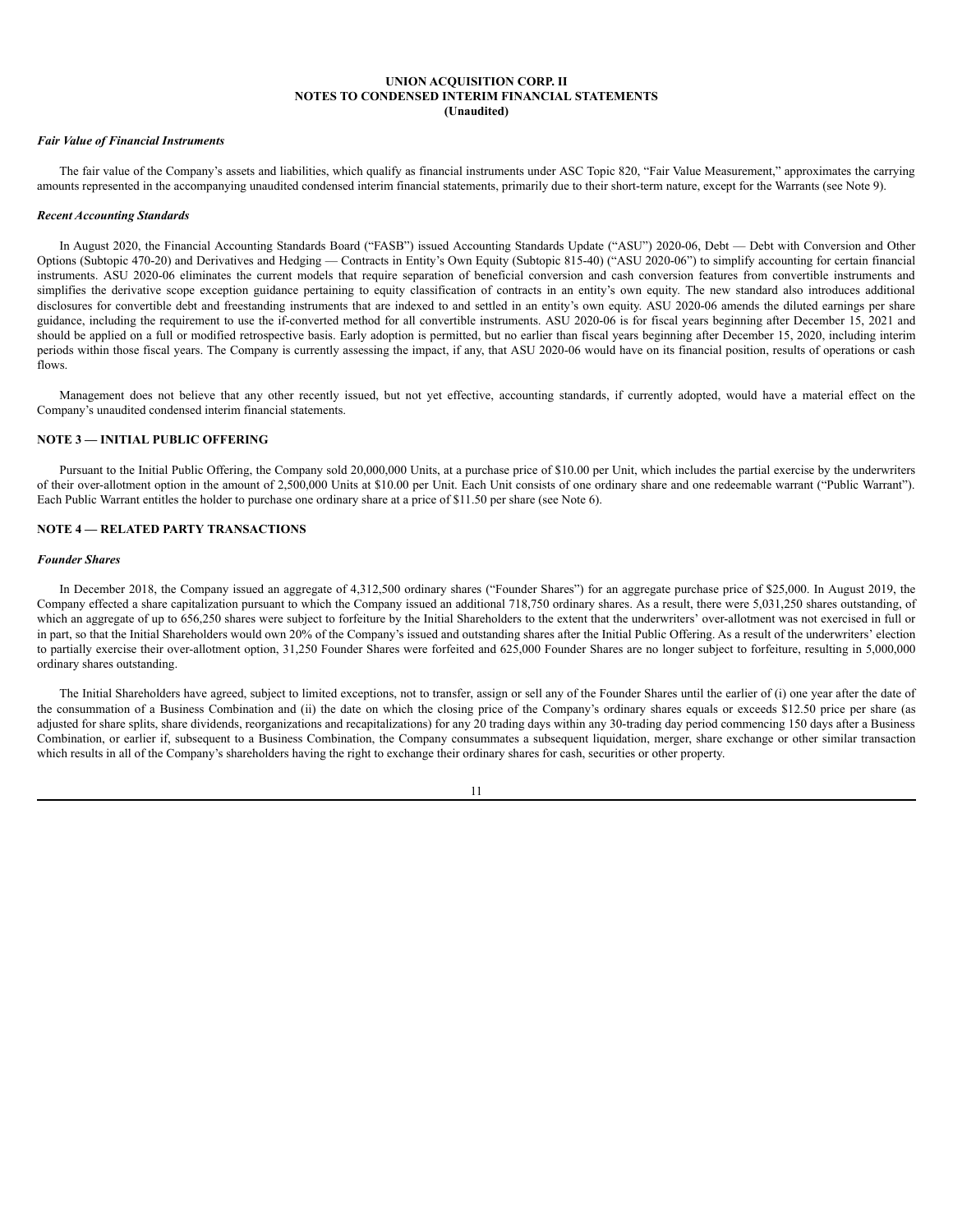*Fair Value of Financial Instruments*

The fair value of the Company's assets and liabilities, which qualify as financial instruments under ASC Topic 820, "Fair Value Measurement," approximates the carrying amounts represented in the accompanying unaudited condensed interim financial statements, primarily due to their short-term nature, except for the Warrants (see Note 9).

*Recent Accounting Standards*

In August 2020, the Financial Accounting Standards Board ("FASB") issued Accounting Standards Update ("ASU") 2020-06, Debt — Debt with Conversion and Other Options (Subtopic 470-20) and Derivatives and Hedging — Contracts in Entity's Own Equity (Subtopic 815-40) ("ASU 2020-06") to simplify accounting for certain financial instruments. ASU 2020-06 eliminates the current models that require separation of beneficial conversion and cash conversion features from convertible instruments and simplifies the derivative scope exception guidance pertaining to equity classification of contracts in an entity's own equity. The new standard also introduces additional disclosures for convertible debt and freestanding instruments that are indexed to and settled in an entity's own equity. ASU 2020-06 amends the diluted earnings per share guidance, including the requirement to use the if-converted method for all convertible instruments. ASU 2020-06 is for fiscal years beginning after December 15, 2021 and should be applied on a full or modified retrospective basis. Early adoption is permitted, but no earlier than fiscal years beginning after December 15, 2020, including interim periods within those fiscal years. The Company is currently assessing the impact, if any, that ASU 2020-06 would have on its financial position, results of operations or cash flows.

Management does not believe that any other recently issued, but not yet effective, accounting standards, if currently adopted, would have a material effect on the Company's unaudited condensed interim financial statements.

## NOTE 3 — INITIAL PUBLIC OFFERING

Pursuant to the Initial Public Offering, the Company sold 20,000,000 Units, at a purchase price of \$10.00 per Unit, which includes the partial exercise by the underwriters of their over-allotment option in the amount of 2,500,000 Units at \$10.00 per Unit. Each Unit consists of one ordinary share and one redeemable warrant ("Public Warrant"). Each Public Warrant entitles the holder to purchase one ordinary share at a price of \$11.50 per share (see Note 6).

## NOTE 4 — RELATED PARTY TRANSACTIONS

*Founder Shares*

In December 2018, the Company issued an aggregate of 4,312,500 ordinary shares ("Founder Shares") for an aggregate purchase price of \$25,000. In August 2019, the Company effected a share capitalization pursuant to which the Company issued an additional 718,750 ordinary shares. As a result, there were 5,031,250 shares outstanding, of which an aggregate of up to 656,250 shares were subject to forfeiture by the Initial Shareholders to the extent that the underwriters' over-allotment was not exercised in full or in part, so that the Initial Shareholders would own 20% of the Company's issued and outstanding shares after the Initial Public Offering. As a result of the underwriters' election to partially exercise their over-allotment option, 31,250 Founder Shares were forfeited and 625,000 Founder Shares are no longer subject to forfeiture, resulting in 5,000,000 ordinary shares outstanding.

The Initial Shareholders have agreed, subject to limited exceptions, not to transfer, assign or sell any of the Founder Shares until the earlier of (i) one year after the date of the consummation of a Business Combination and (ii) the date on which the closing price of the Company's ordinary shares equals or exceeds \$12.50 price per share (as adjusted for share splits, share dividends, reorganizations and recapitalizations) for any 20 trading days within any 30-trading day period commencing 150 days after a Business Combination, or earlier if, subsequent to a Business Combination, the Company consummates a subsequent liquidation, merger, share exchange or other similar transaction which results in all of the Company's shareholders having the right to exchange their ordinary shares for cash, securities or other property.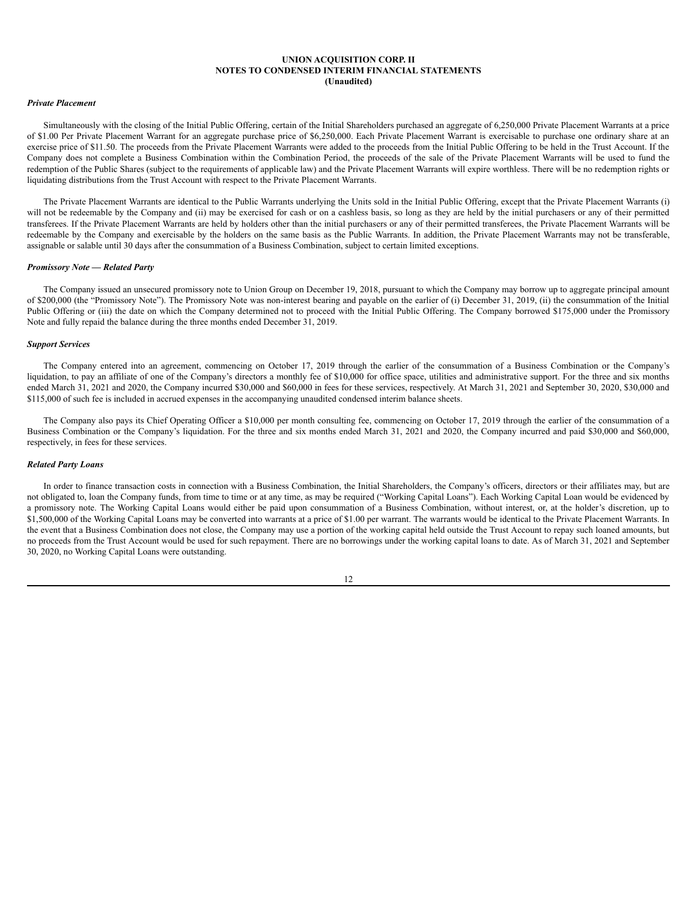### *Private Placement*

Simultaneously with the closing of the Initial Public Offering, certain of the Initial Shareholders purchased an aggregate of 6,250,000 Private Placement Warrants at a price of $1.00 Per Private Placement Warrant for an aggregate purchase price of $6,250,000. Each Private Placement Warrant is exercisable to purchase one ordinary share at an exercise price of $11.50. The proceeds from the Private Placement Warrants were added to the proceeds from the Initial Public Offering to be held in the Trust Account. If the Company does not complete a Business Combination within the Combination Period, the proceeds of the sale of the Private Placement Warrants will be used to fund the redemption of the Public Shares (subject to the requirements of applicable law) and the Private Placement Warrants will expire worthless. There will be no redemption rights or liquidating distributions from the Trust Account with respect to the Private Placement Warrants.

The Private Placement Warrants are identical to the Public Warrants underlying the Units sold in the Initial Public Offering, except that the Private Placement Warrants (i) will not be redeemable by the Company and (ii) may be exercised for cash or on a cashless basis, so long as they are held by the initial purchasers or any of their permitted transferees. If the Private Placement Warrants are held by holders other than the initial purchasers or any of their permitted transferees, the Private Placement Warrants will be redeemable by the Company and exercisable by the holders on the same basis as the Public Warrants. In addition, the Private Placement Warrants may not be transferable, assignable or salable until 30 days after the consummation of a Business Combination, subject to certain limited exceptions.

### *Promissory Note — Related Party*

The Company issued an unsecured promissory note to Union Group on December 19, 2018, pursuant to which the Company may borrow up to aggregate principal amount of $200,000 (the "Promissory Note"). The Promissory Note was non-interest bearing and payable on the earlier of (i) December 31, 2019, (ii) the consummation of the Initial Public Offering or (iii) the date on which the Company determined not to proceed with the Initial Public Offering. The Company borrowed $175,000 under the Promissory Note and fully repaid the balance during the three months ended December 31, 2019.

### *Support Services*

The Company entered into an agreement, commencing on October 17, 2019 through the earlier of the consummation of a Business Combination or the Company's liquidation, to pay an affiliate of one of the Company's directors a monthly fee of $10,000 for office space, utilities and administrative support. For the three and six months ended March 31, 2021 and 2020, the Company incurred $30,000 and $60,000 in fees for these services, respectively. At March 31, 2021 and September 30, 2020, $30,000 and $115,000 of such fee is included in accrued expenses in the accompanying unaudited condensed interim balance sheets.

The Company also pays its Chief Operating Officer a $10,000 per month consulting fee, commencing on October 17, 2019 through the earlier of the consummation of a Business Combination or the Company's liquidation. For the three and six months ended March 31, 2021 and 2020, the Company incurred and paid $30,000 and $60,000, respectively, in fees for these services.

### *Related Party Loans*

In order to finance transaction costs in connection with a Business Combination, the Initial Shareholders, the Company's officers, directors or their affiliates may, but are not obligated to, loan the Company funds, from time to time or at any time, as may be required ("Working Capital Loans"). Each Working Capital Loan would be evidenced by a promissory note. The Working Capital Loans would either be paid upon consummation of a Business Combination, without interest, or, at the holder's discretion, up to $1,500,000 of the Working Capital Loans may be converted into warrants at a price of $1.00 per warrant. The warrants would be identical to the Private Placement Warrants. In the event that a Business Combination does not close, the Company may use a portion of the working capital held outside the Trust Account to repay such loaned amounts, but no proceeds from the Trust Account would be used for such repayment. There are no borrowings under the working capital loans to date. As of March 31, 2021 and September 30, 2020, no Working Capital Loans were outstanding.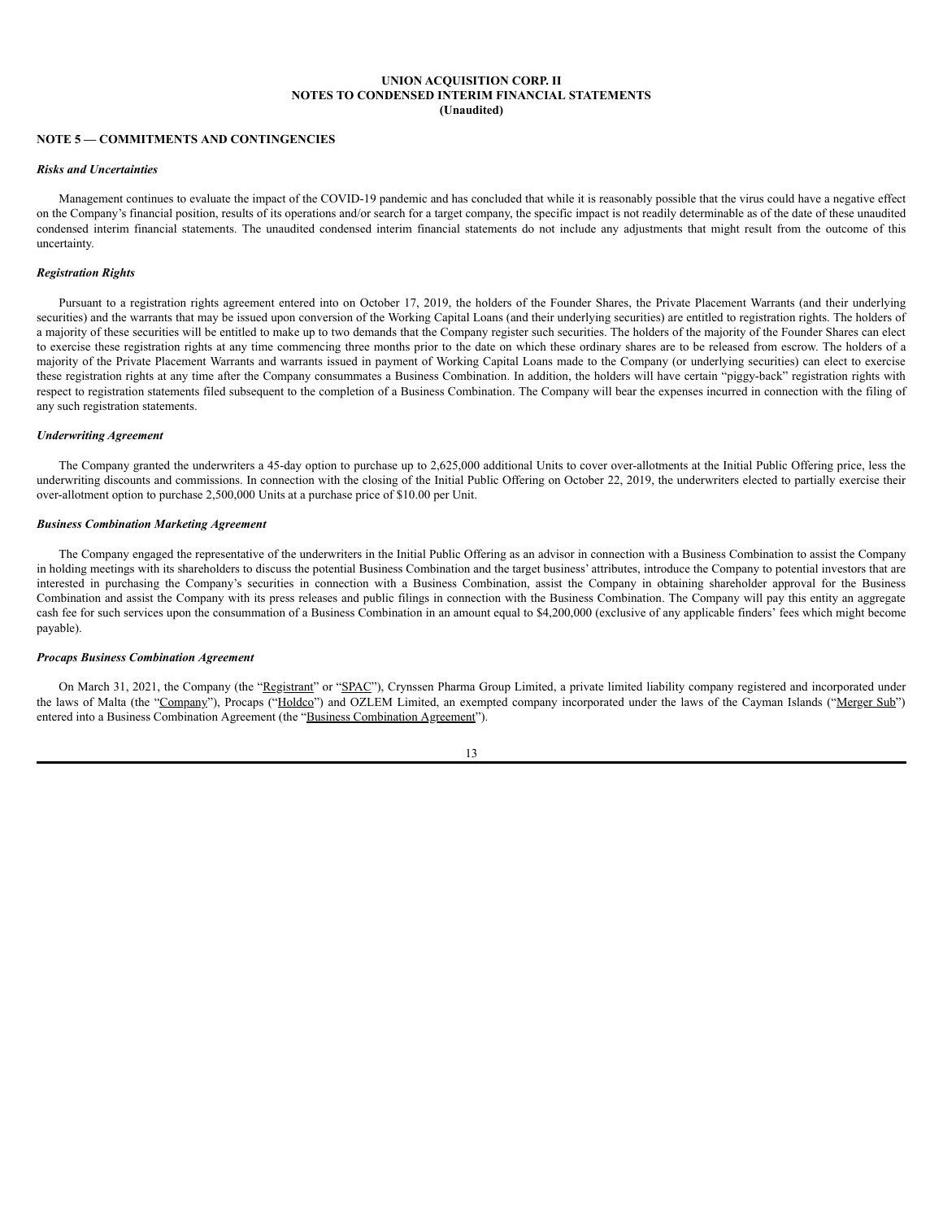**UNION ACQUISITION CORP. II**
**NOTES TO CONDENSED INTERIM FINANCIAL STATEMENTS**
**(Unaudited)**

**NOTE 5 — COMMITMENTS AND CONTINGENCIES**

***Risks and Uncertainties***

Management continues to evaluate the impact of the COVID-19 pandemic and has concluded that while it is reasonably possible that the virus could have a negative effect on the Company's financial position, results of its operations and/or search for a target company, the specific impact is not readily determinable as of the date of these unaudited condensed interim financial statements. The unaudited condensed interim financial statements do not include any adjustments that might result from the outcome of this uncertainty.

***Registration Rights***

Pursuant to a registration rights agreement entered into on October 17, 2019, the holders of the Founder Shares, the Private Placement Warrants (and their underlying securities) and the warrants that may be issued upon conversion of the Working Capital Loans (and their underlying securities) are entitled to registration rights. The holders of a majority of these securities will be entitled to make up to two demands that the Company register such securities. The holders of the majority of the Founder Shares can elect to exercise these registration rights at any time commencing three months prior to the date on which these ordinary shares are to be released from escrow. The holders of a majority of the Private Placement Warrants and warrants issued in payment of Working Capital Loans made to the Company (or underlying securities) can elect to exercise these registration rights at any time after the Company consummates a Business Combination. In addition, the holders will have certain "piggy-back" registration rights with respect to registration statements filed subsequent to the completion of a Business Combination. The Company will bear the expenses incurred in connection with the filing of any such registration statements.

***Underwriting Agreement***

The Company granted the underwriters a 45-day option to purchase up to 2,625,000 additional Units to cover over-allotments at the Initial Public Offering price, less the underwriting discounts and commissions. In connection with the closing of the Initial Public Offering on October 22, 2019, the underwriters elected to partially exercise their over-allotment option to purchase 2,500,000 Units at a purchase price of $10.00 per Unit.

***Business Combination Marketing Agreement***

The Company engaged the representative of the underwriters in the Initial Public Offering as an advisor in connection with a Business Combination to assist the Company in holding meetings with its shareholders to discuss the potential Business Combination and the target business' attributes, introduce the Company to potential investors that are interested in purchasing the Company's securities in connection with a Business Combination, assist the Company in obtaining shareholder approval for the Business Combination and assist the Company with its press releases and public filings in connection with the Business Combination. The Company will pay this entity an aggregate cash fee for such services upon the consummation of a Business Combination in an amount equal to $4,200,000 (exclusive of any applicable finders' fees which might become payable).

***Procaps Business Combination Agreement***

On March 31, 2021, the Company (the "Registrant" or "SPAC"), Crynssen Pharma Group Limited, a private limited liability company registered and incorporated under the laws of Malta (the "Company"), Procaps ("Holdco") and OZLEM Limited, an exempted company incorporated under the laws of the Cayman Islands ("Merger Sub") entered into a Business Combination Agreement (the "Business Combination Agreement").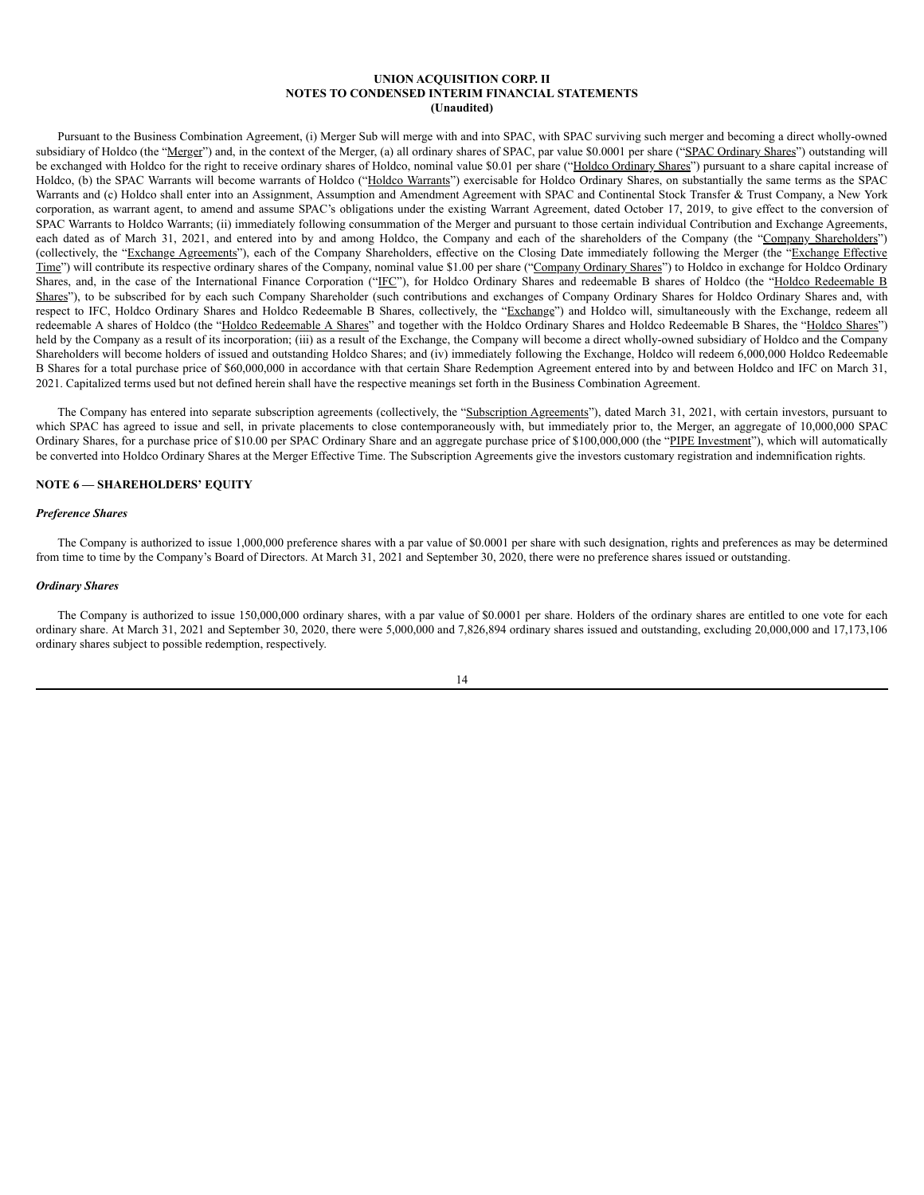Pursuant to the Business Combination Agreement, (i) Merger Sub will merge with and into SPAC, with SPAC surviving such merger and becoming a direct wholly-owned subsidiary of Holdco (the "Merger") and, in the context of the Merger, (a) all ordinary shares of SPAC, par value $0.0001 per share ("SPAC Ordinary Shares") outstanding will be exchanged with Holdco for the right to receive ordinary shares of Holdco, nominal value $0.01 per share ("Holdco Ordinary Shares") pursuant to a share capital increase of Holdco, (b) the SPAC Warrants will become warrants of Holdco ("Holdco Warrants") exercisable for Holdco Ordinary Shares, on substantially the same terms as the SPAC Warrants and (c) Holdco shall enter into an Assignment, Assumption and Amendment Agreement with SPAC and Continental Stock Transfer & Trust Company, a New York corporation, as warrant agent, to amend and assume SPAC's obligations under the existing Warrant Agreement, dated October 17, 2019, to give effect to the conversion of SPAC Warrants to Holdco Warrants; (ii) immediately following consummation of the Merger and pursuant to those certain individual Contribution and Exchange Agreements, each dated as of March 31, 2021, and entered into by and among Holdco, the Company and each of the shareholders of the Company (the "Company Shareholders") (collectively, the "Exchange Agreements"), each of the Company Shareholders, effective on the Closing Date immediately following the Merger (the "Exchange Effective Time") will contribute its respective ordinary shares of the Company, nominal value $1.00 per share ("Company Ordinary Shares") to Holdco in exchange for Holdco Ordinary Shares, and, in the case of the International Finance Corporation ("IFC"), for Holdco Ordinary Shares and redeemable B shares of Holdco (the "Holdco Redeemable B Shares"), to be subscribed for by each such Company Shareholder (such contributions and exchanges of Company Ordinary Shares for Holdco Ordinary Shares and, with respect to IFC, Holdco Ordinary Shares and Holdco Redeemable B Shares, collectively, the "Exchange") and Holdco will, simultaneously with the Exchange, redeem all redeemable A shares of Holdco (the "Holdco Redeemable A Shares" and together with the Holdco Ordinary Shares and Holdco Redeemable B Shares, the "Holdco Shares") held by the Company as a result of its incorporation; (iii) as a result of the Exchange, the Company will become a direct wholly-owned subsidiary of Holdco and the Company Shareholders will become holders of issued and outstanding Holdco Shares; and (iv) immediately following the Exchange, Holdco will redeem 6,000,000 Holdco Redeemable B Shares for a total purchase price of $60,000,000 in accordance with that certain Share Redemption Agreement entered into by and between Holdco and IFC on March 31, 2021. Capitalized terms used but not defined herein shall have the respective meanings set forth in the Business Combination Agreement.

The Company has entered into separate subscription agreements (collectively, the "Subscription Agreements"), dated March 31, 2021, with certain investors, pursuant to which SPAC has agreed to issue and sell, in private placements to close contemporaneously with, but immediately prior to, the Merger, an aggregate of 10,000,000 SPAC Ordinary Shares, for a purchase price of $10.00 per SPAC Ordinary Share and an aggregate purchase price of $100,000,000 (the "PIPE Investment"), which will automatically be converted into Holdco Ordinary Shares at the Merger Effective Time. The Subscription Agreements give the investors customary registration and indemnification rights.

## NOTE 6 — SHAREHOLDERS' EQUITY

***Preference Shares***

The Company is authorized to issue 1,000,000 preference shares with a par value of $0.0001 per share with such designation, rights and preferences as may be determined from time to time by the Company's Board of Directors. At March 31, 2021 and September 30, 2020, there were no preference shares issued or outstanding.

***Ordinary Shares***

The Company is authorized to issue 150,000,000 ordinary shares, with a par value of $0.0001 per share. Holders of the ordinary shares are entitled to one vote for each ordinary share. At March 31, 2021 and September 30, 2020, there were 5,000,000 and 7,826,894 ordinary shares issued and outstanding, excluding 20,000,000 and 17,173,106 ordinary shares subject to possible redemption, respectively.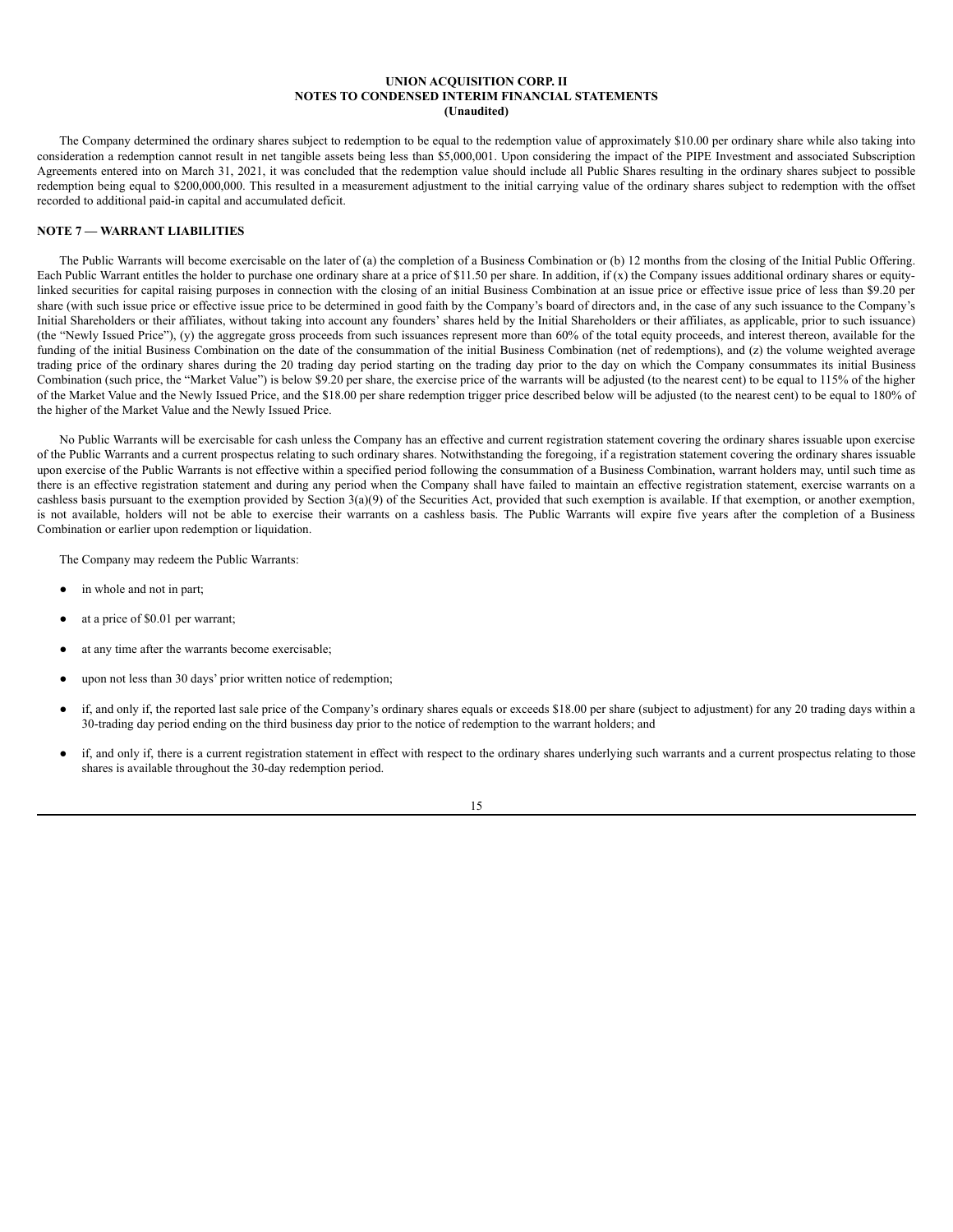The Company determined the ordinary shares subject to redemption to be equal to the redemption value of approximately $10.00 per ordinary share while also taking into consideration a redemption cannot result in net tangible assets being less than $5,000,001. Upon considering the impact of the PIPE Investment and associated Subscription Agreements entered into on March 31, 2021, it was concluded that the redemption value should include all Public Shares resulting in the ordinary shares subject to possible redemption being equal to $200,000,000. This resulted in a measurement adjustment to the initial carrying value of the ordinary shares subject to redemption with the offset recorded to additional paid-in capital and accumulated deficit.

## NOTE 7 — WARRANT LIABILITIES

The Public Warrants will become exercisable on the later of (a) the completion of a Business Combination or (b) 12 months from the closing of the Initial Public Offering. Each Public Warrant entitles the holder to purchase one ordinary share at a price of $11.50 per share. In addition, if (x) the Company issues additional ordinary shares or equity-linked securities for capital raising purposes in connection with the closing of an initial Business Combination at an issue price or effective issue price of less than $9.20 per share (with such issue price or effective issue price to be determined in good faith by the Company's board of directors and, in the case of any such issuance to the Company's Initial Shareholders or their affiliates, without taking into account any founders' shares held by the Initial Shareholders or their affiliates, as applicable, prior to such issuance) (the "Newly Issued Price"), (y) the aggregate gross proceeds from such issuances represent more than 60% of the total equity proceeds, and interest thereon, available for the funding of the initial Business Combination on the date of the consummation of the initial Business Combination (net of redemptions), and (z) the volume weighted average trading price of the ordinary shares during the 20 trading day period starting on the trading day prior to the day on which the Company consummates its initial Business Combination (such price, the "Market Value") is below $9.20 per share, the exercise price of the warrants will be adjusted (to the nearest cent) to be equal to 115% of the higher of the Market Value and the Newly Issued Price, and the $18.00 per share redemption trigger price described below will be adjusted (to the nearest cent) to be equal to 180% of the higher of the Market Value and the Newly Issued Price.

No Public Warrants will be exercisable for cash unless the Company has an effective and current registration statement covering the ordinary shares issuable upon exercise of the Public Warrants and a current prospectus relating to such ordinary shares. Notwithstanding the foregoing, if a registration statement covering the ordinary shares issuable upon exercise of the Public Warrants is not effective within a specified period following the consummation of a Business Combination, warrant holders may, until such time as there is an effective registration statement and during any period when the Company shall have failed to maintain an effective registration statement, exercise warrants on a cashless basis pursuant to the exemption provided by Section 3(a)(9) of the Securities Act, provided that such exemption is available. If that exemption, or another exemption, is not available, holders will not be able to exercise their warrants on a cashless basis. The Public Warrants will expire five years after the completion of a Business Combination or earlier upon redemption or liquidation.

The Company may redeem the Public Warrants:

- in whole and not in part;
- at a price of $0.01 per warrant;
- at any time after the warrants become exercisable;
- upon not less than 30 days' prior written notice of redemption;
- if, and only if, the reported last sale price of the Company's ordinary shares equals or exceeds $18.00 per share (subject to adjustment) for any 20 trading days within a 30-trading day period ending on the third business day prior to the notice of redemption to the warrant holders; and
- if, and only if, there is a current registration statement in effect with respect to the ordinary shares underlying such warrants and a current prospectus relating to those shares is available throughout the 30-day redemption period.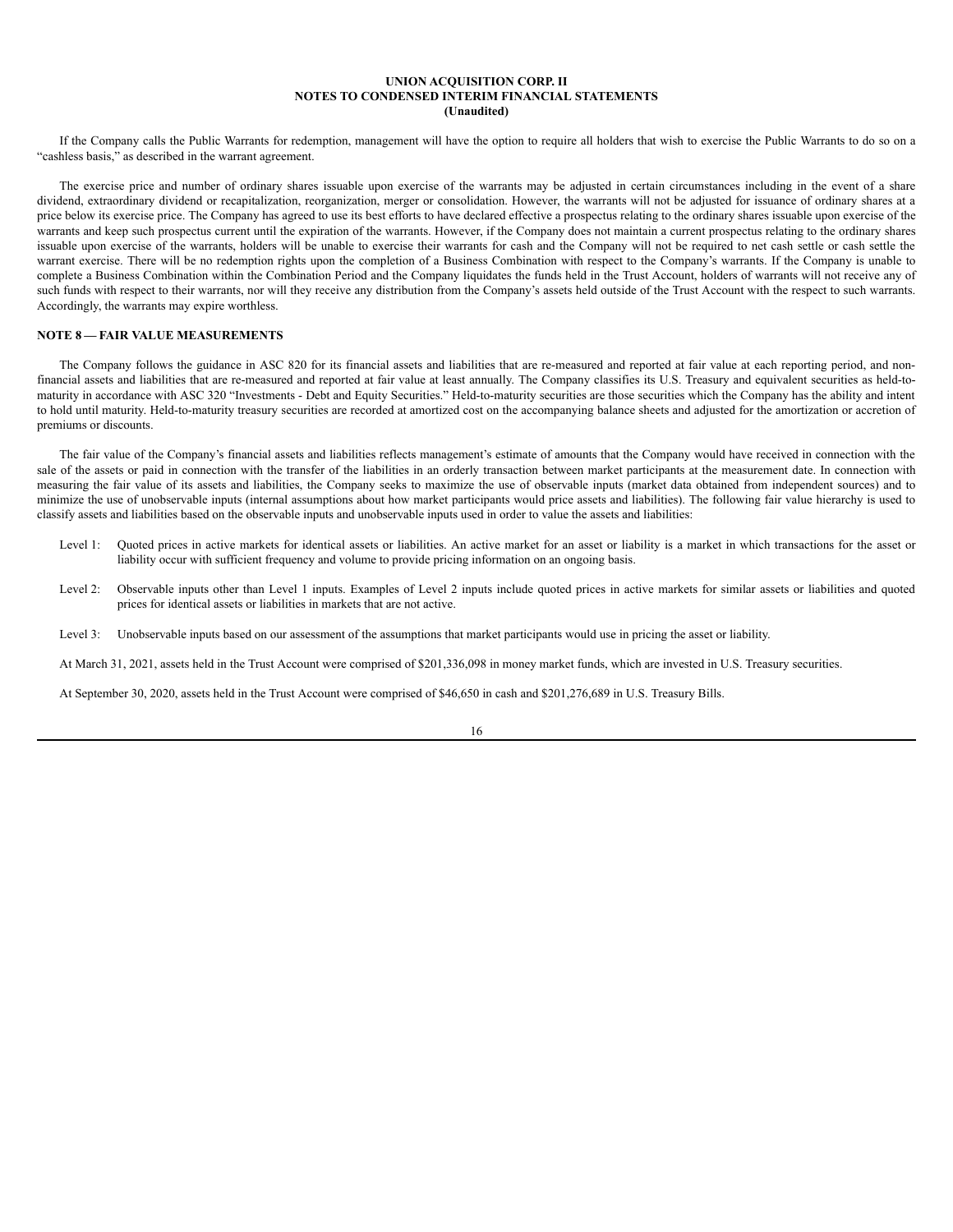If the Company calls the Public Warrants for redemption, management will have the option to require all holders that wish to exercise the Public Warrants to do so on a "cashless basis," as described in the warrant agreement.

The exercise price and number of ordinary shares issuable upon exercise of the warrants may be adjusted in certain circumstances including in the event of a share dividend, extraordinary dividend or recapitalization, reorganization, merger or consolidation. However, the warrants will not be adjusted for issuance of ordinary shares at a price below its exercise price. The Company has agreed to use its best efforts to have declared effective a prospectus relating to the ordinary shares issuable upon exercise of the warrants and keep such prospectus current until the expiration of the warrants. However, if the Company does not maintain a current prospectus relating to the ordinary shares issuable upon exercise of the warrants, holders will be unable to exercise their warrants for cash and the Company will not be required to net cash settle or cash settle the warrant exercise. There will be no redemption rights upon the completion of a Business Combination with respect to the Company's warrants. If the Company is unable to complete a Business Combination within the Combination Period and the Company liquidates the funds held in the Trust Account, holders of warrants will not receive any of such funds with respect to their warrants, nor will they receive any distribution from the Company's assets held outside of the Trust Account with the respect to such warrants. Accordingly, the warrants may expire worthless.

## NOTE 8 — FAIR VALUE MEASUREMENTS

The Company follows the guidance in ASC 820 for its financial assets and liabilities that are re-measured and reported at fair value at each reporting period, and non-financial assets and liabilities that are re-measured and reported at fair value at least annually. The Company classifies its U.S. Treasury and equivalent securities as held-to-maturity in accordance with ASC 320 "Investments - Debt and Equity Securities." Held-to-maturity securities are those securities which the Company has the ability and intent to hold until maturity. Held-to-maturity treasury securities are recorded at amortized cost on the accompanying balance sheets and adjusted for the amortization or accretion of premiums or discounts.

The fair value of the Company's financial assets and liabilities reflects management's estimate of amounts that the Company would have received in connection with the sale of the assets or paid in connection with the transfer of the liabilities in an orderly transaction between market participants at the measurement date. In connection with measuring the fair value of its assets and liabilities, the Company seeks to maximize the use of observable inputs (market data obtained from independent sources) and to minimize the use of unobservable inputs (internal assumptions about how market participants would price assets and liabilities). The following fair value hierarchy is used to classify assets and liabilities based on the observable inputs and unobservable inputs used in order to value the assets and liabilities:

- Level 1: Quoted prices in active markets for identical assets or liabilities. An active market for an asset or liability is a market in which transactions for the asset or liability occur with sufficient frequency and volume to provide pricing information on an ongoing basis.
- Level 2: Observable inputs other than Level 1 inputs. Examples of Level 2 inputs include quoted prices in active markets for similar assets or liabilities and quoted prices for identical assets or liabilities in markets that are not active.
- Level 3: Unobservable inputs based on our assessment of the assumptions that market participants would use in pricing the asset or liability.

At March 31, 2021, assets held in the Trust Account were comprised of $201,336,098 in money market funds, which are invested in U.S. Treasury securities.

At September 30, 2020, assets held in the Trust Account were comprised of $46,650 in cash and $201,276,689 in U.S. Treasury Bills.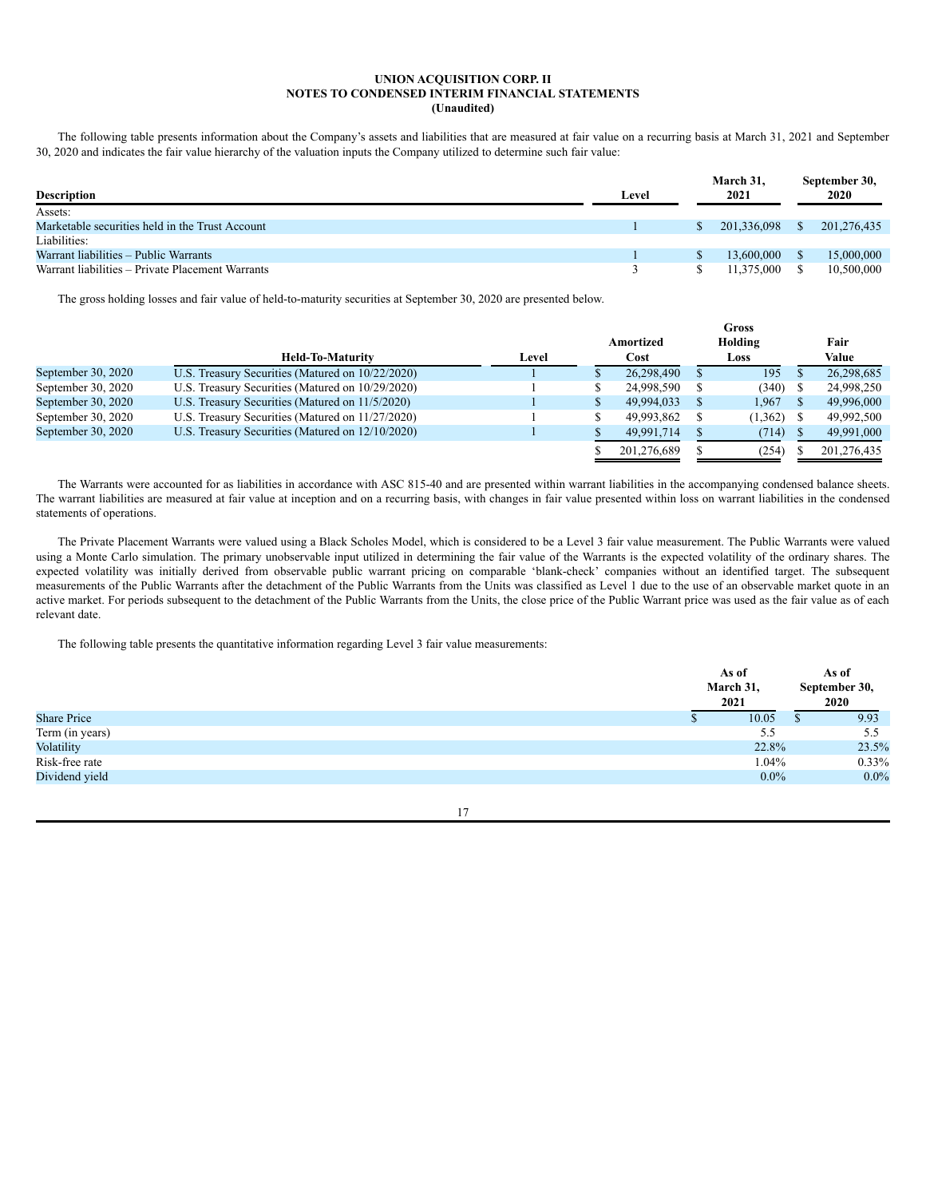**UNION ACQUISITION CORP. II**
**NOTES TO CONDENSED INTERIM FINANCIAL STATEMENTS**
**(Unaudited)**

The following table presents information about the Company's assets and liabilities that are measured at fair value on a recurring basis at March 31, 2021 and September 30, 2020 and indicates the fair value hierarchy of the valuation inputs the Company utilized to determine such fair value:

| Description | Level | March 31, 2021 | September 30, 2020 |
|---|---|---|---|
| Assets: | | | |
| Marketable securities held in the Trust Account | 1 | $ 201,336,098 | $ 201,276,435 |
| Liabilities: | | | |
| Warrant liabilities – Public Warrants | 1 | $ 13,600,000 | $ 15,000,000 |
| Warrant liabilities – Private Placement Warrants | 3 | $ 11,375,000 | $ 10,500,000 |

The gross holding losses and fair value of held-to-maturity securities at September 30, 2020 are presented below.

| | Held-To-Maturity | Level | Amortized Cost | Gross Holding Loss | Fair Value |
|---|---|---|---|---|---|
| September 30, 2020 | U.S. Treasury Securities (Matured on 10/22/2020) | 1 | $ 26,298,490 | $ 195 | $ 26,298,685 |
| September 30, 2020 | U.S. Treasury Securities (Matured on 10/29/2020) | 1 | $ 24,998,590 | $ (340) | $ 24,998,250 |
| September 30, 2020 | U.S. Treasury Securities (Matured on 11/5/2020) | 1 | $ 49,994,033 | $ 1,967 | $ 49,996,000 |
| September 30, 2020 | U.S. Treasury Securities (Matured on 11/27/2020) | 1 | $ 49,993,862 | $ (1,362) | $ 49,992,500 |
| September 30, 2020 | U.S. Treasury Securities (Matured on 12/10/2020) | 1 | $ 49,991,714 | $ (714) | $ 49,991,000 |
| | | | $ 201,276,689 | $ (254) | $ 201,276,435 |

The Warrants were accounted for as liabilities in accordance with ASC 815-40 and are presented within warrant liabilities in the accompanying condensed balance sheets. The warrant liabilities are measured at fair value at inception and on a recurring basis, with changes in fair value presented within loss on warrant liabilities in the condensed statements of operations.

The Private Placement Warrants were valued using a Black Scholes Model, which is considered to be a Level 3 fair value measurement. The Public Warrants were valued using a Monte Carlo simulation. The primary unobservable input utilized in determining the fair value of the Warrants is the expected volatility of the ordinary shares. The expected volatility was initially derived from observable public warrant pricing on comparable 'blank-check' companies without an identified target. The subsequent measurements of the Public Warrants after the detachment of the Public Warrants from the Units was classified as Level 1 due to the use of an observable market quote in an active market. For periods subsequent to the detachment of the Public Warrants from the Units, the close price of the Public Warrant price was used as the fair value as of each relevant date.

The following table presents the quantitative information regarding Level 3 fair value measurements:

| | As of March 31, 2021 | As of September 30, 2020 |
|---|---|---|
| Share Price | $ 10.05 | $ 9.93 |
| Term (in years) | 5.5 | 5.5 |
| Volatility | 22.8% | 23.5% |
| Risk-free rate | 1.04% | 0.33% |
| Dividend yield | 0.0% | 0.0% |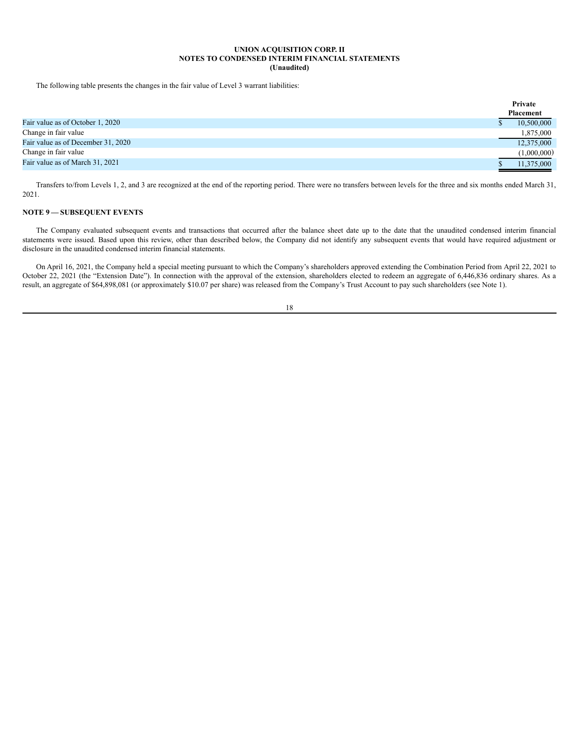The following table presents the changes in the fair value of Level 3 warrant liabilities:

| | Private Placement |
|---|---|
| Fair value as of October 1, 2020 | $ 10,500,000 |
| Change in fair value | 1,875,000 |
| Fair value as of December 31, 2020 | 12,375,000 |
| Change in fair value | (1,000,000) |
| Fair value as of March 31, 2021 | $ 11,375,000 |

Transfers to/from Levels 1, 2, and 3 are recognized at the end of the reporting period. There were no transfers between levels for the three and six months ended March 31, 2021.

**NOTE 9 — SUBSEQUENT EVENTS**

The Company evaluated subsequent events and transactions that occurred after the balance sheet date up to the date that the unaudited condensed interim financial statements were issued. Based upon this review, other than described below, the Company did not identify any subsequent events that would have required adjustment or disclosure in the unaudited condensed interim financial statements.

On April 16, 2021, the Company held a special meeting pursuant to which the Company's shareholders approved extending the Combination Period from April 22, 2021 to October 22, 2021 (the "Extension Date"). In connection with the approval of the extension, shareholders elected to redeem an aggregate of 6,446,836 ordinary shares. As a result, an aggregate of $64,898,081 (or approximately $10.07 per share) was released from the Company's Trust Account to pay such shareholders (see Note 1).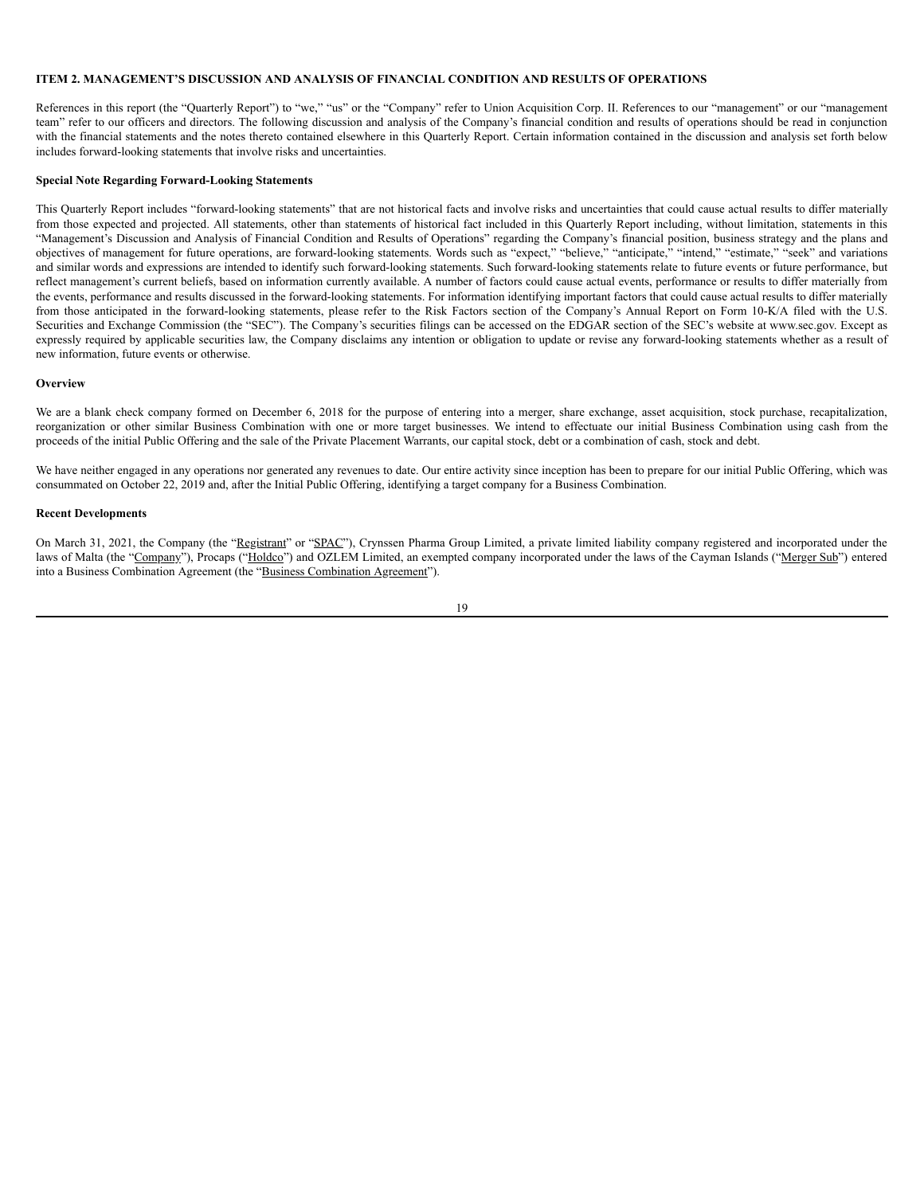### ITEM 2. MANAGEMENT'S DISCUSSION AND ANALYSIS OF FINANCIAL CONDITION AND RESULTS OF OPERATIONS

References in this report (the "Quarterly Report") to "we," "us" or the "Company" refer to Union Acquisition Corp. II. References to our "management" or our "management team" refer to our officers and directors. The following discussion and analysis of the Company's financial condition and results of operations should be read in conjunction with the financial statements and the notes thereto contained elsewhere in this Quarterly Report. Certain information contained in the discussion and analysis set forth below includes forward-looking statements that involve risks and uncertainties.

**Special Note Regarding Forward-Looking Statements**

This Quarterly Report includes "forward-looking statements" that are not historical facts and involve risks and uncertainties that could cause actual results to differ materially from those expected and projected. All statements, other than statements of historical fact included in this Quarterly Report including, without limitation, statements in this "Management's Discussion and Analysis of Financial Condition and Results of Operations" regarding the Company's financial position, business strategy and the plans and objectives of management for future operations, are forward-looking statements. Words such as "expect," "believe," "anticipate," "intend," "estimate," "seek" and variations and similar words and expressions are intended to identify such forward-looking statements. Such forward-looking statements relate to future events or future performance, but reflect management's current beliefs, based on information currently available. A number of factors could cause actual events, performance or results to differ materially from the events, performance and results discussed in the forward-looking statements. For information identifying important factors that could cause actual results to differ materially from those anticipated in the forward-looking statements, please refer to the Risk Factors section of the Company's Annual Report on Form 10-K/A filed with the U.S. Securities and Exchange Commission (the "SEC"). The Company's securities filings can be accessed on the EDGAR section of the SEC's website at www.sec.gov. Except as expressly required by applicable securities law, the Company disclaims any intention or obligation to update or revise any forward-looking statements whether as a result of new information, future events or otherwise.

**Overview**

We are a blank check company formed on December 6, 2018 for the purpose of entering into a merger, share exchange, asset acquisition, stock purchase, recapitalization, reorganization or other similar Business Combination with one or more target businesses. We intend to effectuate our initial Business Combination using cash from the proceeds of the initial Public Offering and the sale of the Private Placement Warrants, our capital stock, debt or a combination of cash, stock and debt.

We have neither engaged in any operations nor generated any revenues to date. Our entire activity since inception has been to prepare for our initial Public Offering, which was consummated on October 22, 2019 and, after the Initial Public Offering, identifying a target company for a Business Combination.

**Recent Developments**

On March 31, 2021, the Company (the "Registrant" or "SPAC"), Crynssen Pharma Group Limited, a private limited liability company registered and incorporated under the laws of Malta (the "Company"), Procaps ("Holdco") and OZLEM Limited, an exempted company incorporated under the laws of the Cayman Islands ("Merger Sub") entered into a Business Combination Agreement (the "Business Combination Agreement").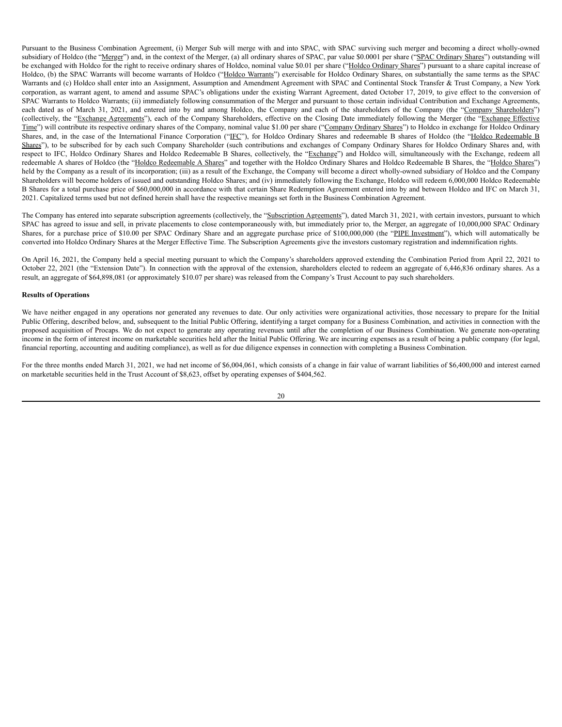Pursuant to the Business Combination Agreement, (i) Merger Sub will merge with and into SPAC, with SPAC surviving such merger and becoming a direct wholly-owned subsidiary of Holdco (the "Merger") and, in the context of the Merger, (a) all ordinary shares of SPAC, par value $0.0001 per share ("SPAC Ordinary Shares") outstanding will be exchanged with Holdco for the right to receive ordinary shares of Holdco, nominal value $0.01 per share ("Holdco Ordinary Shares") pursuant to a share capital increase of Holdco, (b) the SPAC Warrants will become warrants of Holdco ("Holdco Warrants") exercisable for Holdco Ordinary Shares, on substantially the same terms as the SPAC Warrants and (c) Holdco shall enter into an Assignment, Assumption and Amendment Agreement with SPAC and Continental Stock Transfer & Trust Company, a New York corporation, as warrant agent, to amend and assume SPAC's obligations under the existing Warrant Agreement, dated October 17, 2019, to give effect to the conversion of SPAC Warrants to Holdco Warrants; (ii) immediately following consummation of the Merger and pursuant to those certain individual Contribution and Exchange Agreements, each dated as of March 31, 2021, and entered into by and among Holdco, the Company and each of the shareholders of the Company (the "Company Shareholders") (collectively, the "Exchange Agreements"), each of the Company Shareholders, effective on the Closing Date immediately following the Merger (the "Exchange Effective Time") will contribute its respective ordinary shares of the Company, nominal value $1.00 per share ("Company Ordinary Shares") to Holdco in exchange for Holdco Ordinary Shares, and, in the case of the International Finance Corporation ("IFC"), for Holdco Ordinary Shares and redeemable B shares of Holdco (the "Holdco Redeemable B Shares"), to be subscribed for by each such Company Shareholder (such contributions and exchanges of Company Ordinary Shares for Holdco Ordinary Shares and, with respect to IFC, Holdco Ordinary Shares and Holdco Redeemable B Shares, collectively, the "Exchange") and Holdco will, simultaneously with the Exchange, redeem all redeemable A shares of Holdco (the "Holdco Redeemable A Shares" and together with the Holdco Ordinary Shares and Holdco Redeemable B Shares, the "Holdco Shares") held by the Company as a result of its incorporation; (iii) as a result of the Exchange, the Company will become a direct wholly-owned subsidiary of Holdco and the Company Shareholders will become holders of issued and outstanding Holdco Shares; and (iv) immediately following the Exchange, Holdco will redeem 6,000,000 Holdco Redeemable B Shares for a total purchase price of $60,000,000 in accordance with that certain Share Redemption Agreement entered into by and between Holdco and IFC on March 31, 2021. Capitalized terms used but not defined herein shall have the respective meanings set forth in the Business Combination Agreement.

The Company has entered into separate subscription agreements (collectively, the "Subscription Agreements"), dated March 31, 2021, with certain investors, pursuant to which SPAC has agreed to issue and sell, in private placements to close contemporaneously with, but immediately prior to, the Merger, an aggregate of 10,000,000 SPAC Ordinary Shares, for a purchase price of $10.00 per SPAC Ordinary Share and an aggregate purchase price of $100,000,000 (the "PIPE Investment"), which will automatically be converted into Holdco Ordinary Shares at the Merger Effective Time. The Subscription Agreements give the investors customary registration and indemnification rights.

On April 16, 2021, the Company held a special meeting pursuant to which the Company's shareholders approved extending the Combination Period from April 22, 2021 to October 22, 2021 (the "Extension Date"). In connection with the approval of the extension, shareholders elected to redeem an aggregate of 6,446,836 ordinary shares. As a result, an aggregate of $64,898,081 (or approximately $10.07 per share) was released from the Company's Trust Account to pay such shareholders.

**Results of Operations**

We have neither engaged in any operations nor generated any revenues to date. Our only activities were organizational activities, those necessary to prepare for the Initial Public Offering, described below, and, subsequent to the Initial Public Offering, identifying a target company for a Business Combination, and activities in connection with the proposed acquisition of Procaps. We do not expect to generate any operating revenues until after the completion of our Business Combination. We generate non-operating income in the form of interest income on marketable securities held after the Initial Public Offering. We are incurring expenses as a result of being a public company (for legal, financial reporting, accounting and auditing compliance), as well as for due diligence expenses in connection with completing a Business Combination.

For the three months ended March 31, 2021, we had net income of $6,004,061, which consists of a change in fair value of warrant liabilities of $6,400,000 and interest earned on marketable securities held in the Trust Account of $8,623, offset by operating expenses of $404,562.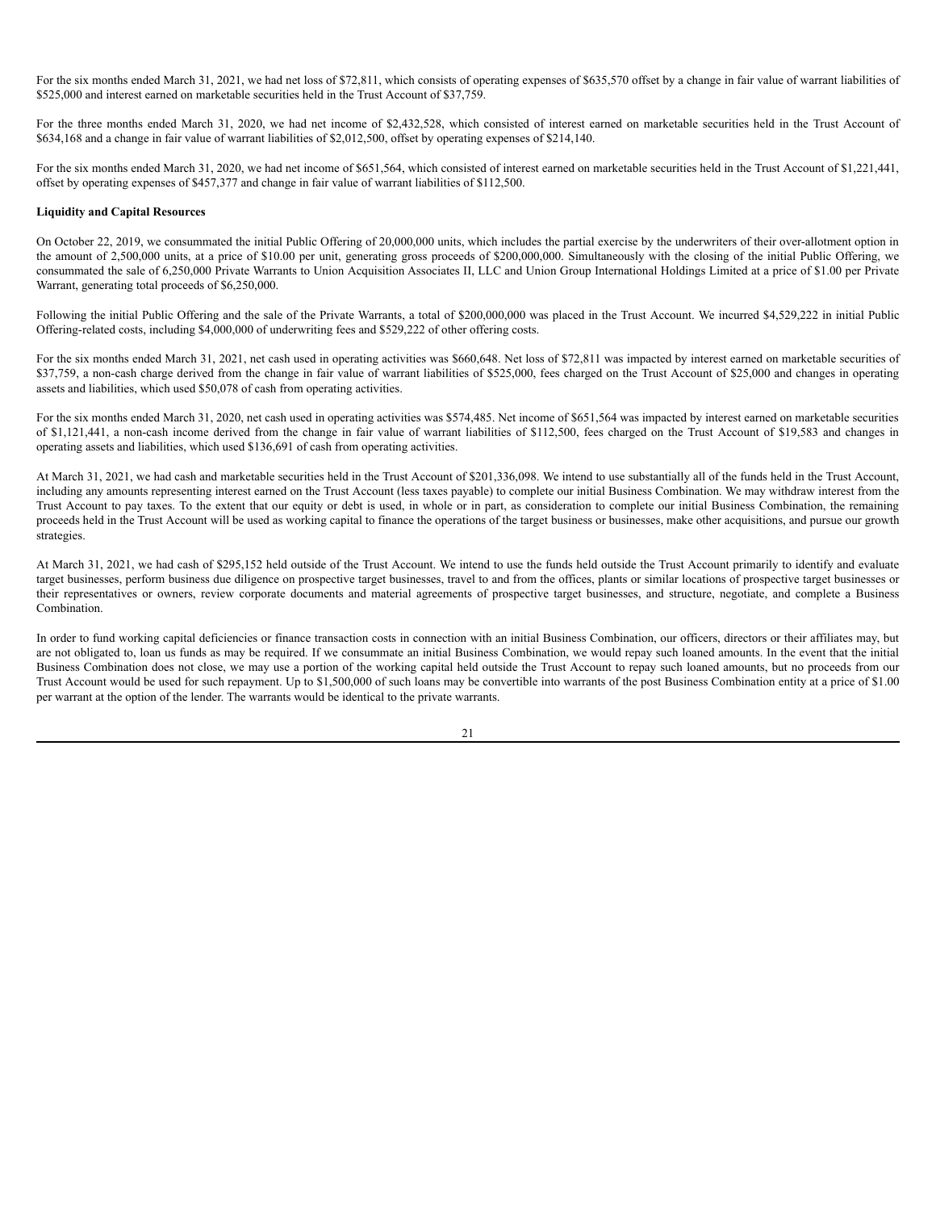For the six months ended March 31, 2021, we had net loss of $72,811, which consists of operating expenses of $635,570 offset by a change in fair value of warrant liabilities of $525,000 and interest earned on marketable securities held in the Trust Account of $37,759.

For the three months ended March 31, 2020, we had net income of $2,432,528, which consisted of interest earned on marketable securities held in the Trust Account of $634,168 and a change in fair value of warrant liabilities of $2,012,500, offset by operating expenses of $214,140.

For the six months ended March 31, 2020, we had net income of $651,564, which consisted of interest earned on marketable securities held in the Trust Account of $1,221,441, offset by operating expenses of $457,377 and change in fair value of warrant liabilities of $112,500.

**Liquidity and Capital Resources**

On October 22, 2019, we consummated the initial Public Offering of 20,000,000 units, which includes the partial exercise by the underwriters of their over-allotment option in the amount of 2,500,000 units, at a price of $10.00 per unit, generating gross proceeds of $200,000,000. Simultaneously with the closing of the initial Public Offering, we consummated the sale of 6,250,000 Private Warrants to Union Acquisition Associates II, LLC and Union Group International Holdings Limited at a price of $1.00 per Private Warrant, generating total proceeds of $6,250,000.

Following the initial Public Offering and the sale of the Private Warrants, a total of $200,000,000 was placed in the Trust Account. We incurred $4,529,222 in initial Public Offering-related costs, including $4,000,000 of underwriting fees and $529,222 of other offering costs.

For the six months ended March 31, 2021, net cash used in operating activities was $660,648. Net loss of $72,811 was impacted by interest earned on marketable securities of $37,759, a non-cash charge derived from the change in fair value of warrant liabilities of $525,000, fees charged on the Trust Account of $25,000 and changes in operating assets and liabilities, which used $50,078 of cash from operating activities.

For the six months ended March 31, 2020, net cash used in operating activities was $574,485. Net income of $651,564 was impacted by interest earned on marketable securities of $1,121,441, a non-cash income derived from the change in fair value of warrant liabilities of $112,500, fees charged on the Trust Account of $19,583 and changes in operating assets and liabilities, which used $136,691 of cash from operating activities.

At March 31, 2021, we had cash and marketable securities held in the Trust Account of $201,336,098. We intend to use substantially all of the funds held in the Trust Account, including any amounts representing interest earned on the Trust Account (less taxes payable) to complete our initial Business Combination. We may withdraw interest from the Trust Account to pay taxes. To the extent that our equity or debt is used, in whole or in part, as consideration to complete our initial Business Combination, the remaining proceeds held in the Trust Account will be used as working capital to finance the operations of the target business or businesses, make other acquisitions, and pursue our growth strategies.

At March 31, 2021, we had cash of $295,152 held outside of the Trust Account. We intend to use the funds held outside the Trust Account primarily to identify and evaluate target businesses, perform business due diligence on prospective target businesses, travel to and from the offices, plants or similar locations of prospective target businesses or their representatives or owners, review corporate documents and material agreements of prospective target businesses, and structure, negotiate, and complete a Business Combination.

In order to fund working capital deficiencies or finance transaction costs in connection with an initial Business Combination, our officers, directors or their affiliates may, but are not obligated to, loan us funds as may be required. If we consummate an initial Business Combination, we would repay such loaned amounts. In the event that the initial Business Combination does not close, we may use a portion of the working capital held outside the Trust Account to repay such loaned amounts, but no proceeds from our Trust Account would be used for such repayment. Up to $1,500,000 of such loans may be convertible into warrants of the post Business Combination entity at a price of $1.00 per warrant at the option of the lender. The warrants would be identical to the private warrants.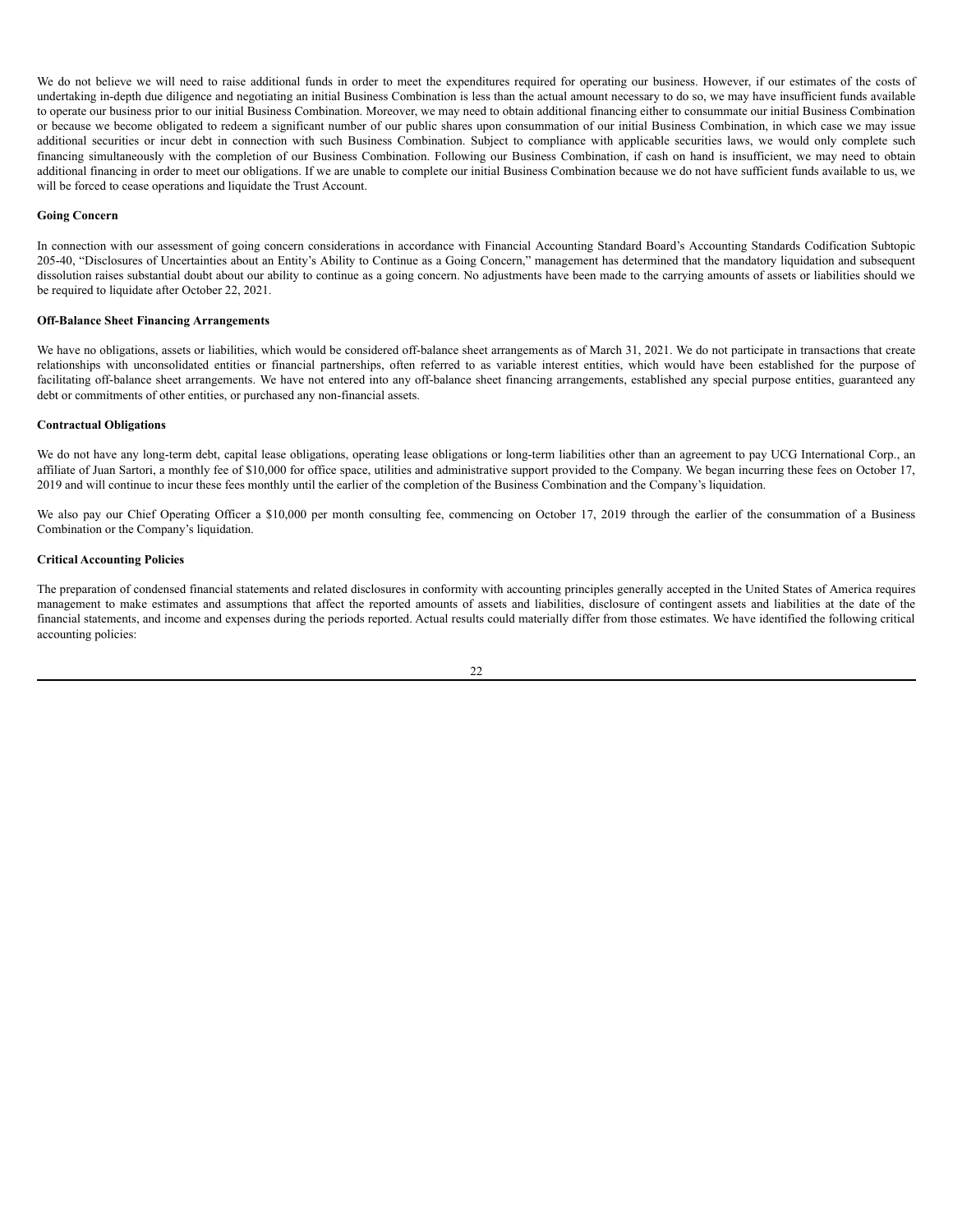We do not believe we will need to raise additional funds in order to meet the expenditures required for operating our business. However, if our estimates of the costs of undertaking in-depth due diligence and negotiating an initial Business Combination is less than the actual amount necessary to do so, we may have insufficient funds available to operate our business prior to our initial Business Combination. Moreover, we may need to obtain additional financing either to consummate our initial Business Combination or because we become obligated to redeem a significant number of our public shares upon consummation of our initial Business Combination, in which case we may issue additional securities or incur debt in connection with such Business Combination. Subject to compliance with applicable securities laws, we would only complete such financing simultaneously with the completion of our Business Combination. Following our Business Combination, if cash on hand is insufficient, we may need to obtain additional financing in order to meet our obligations. If we are unable to complete our initial Business Combination because we do not have sufficient funds available to us, we will be forced to cease operations and liquidate the Trust Account.

**Going Concern**

In connection with our assessment of going concern considerations in accordance with Financial Accounting Standard Board's Accounting Standards Codification Subtopic 205-40, "Disclosures of Uncertainties about an Entity's Ability to Continue as a Going Concern," management has determined that the mandatory liquidation and subsequent dissolution raises substantial doubt about our ability to continue as a going concern. No adjustments have been made to the carrying amounts of assets or liabilities should we be required to liquidate after October 22, 2021.

**Off-Balance Sheet Financing Arrangements**

We have no obligations, assets or liabilities, which would be considered off-balance sheet arrangements as of March 31, 2021. We do not participate in transactions that create relationships with unconsolidated entities or financial partnerships, often referred to as variable interest entities, which would have been established for the purpose of facilitating off-balance sheet arrangements. We have not entered into any off-balance sheet financing arrangements, established any special purpose entities, guaranteed any debt or commitments of other entities, or purchased any non-financial assets.

**Contractual Obligations**

We do not have any long-term debt, capital lease obligations, operating lease obligations or long-term liabilities other than an agreement to pay UCG International Corp., an affiliate of Juan Sartori, a monthly fee of $10,000 for office space, utilities and administrative support provided to the Company. We began incurring these fees on October 17, 2019 and will continue to incur these fees monthly until the earlier of the completion of the Business Combination and the Company's liquidation.

We also pay our Chief Operating Officer a $10,000 per month consulting fee, commencing on October 17, 2019 through the earlier of the consummation of a Business Combination or the Company's liquidation.

**Critical Accounting Policies**

The preparation of condensed financial statements and related disclosures in conformity with accounting principles generally accepted in the United States of America requires management to make estimates and assumptions that affect the reported amounts of assets and liabilities, disclosure of contingent assets and liabilities at the date of the financial statements, and income and expenses during the periods reported. Actual results could materially differ from those estimates. We have identified the following critical accounting policies: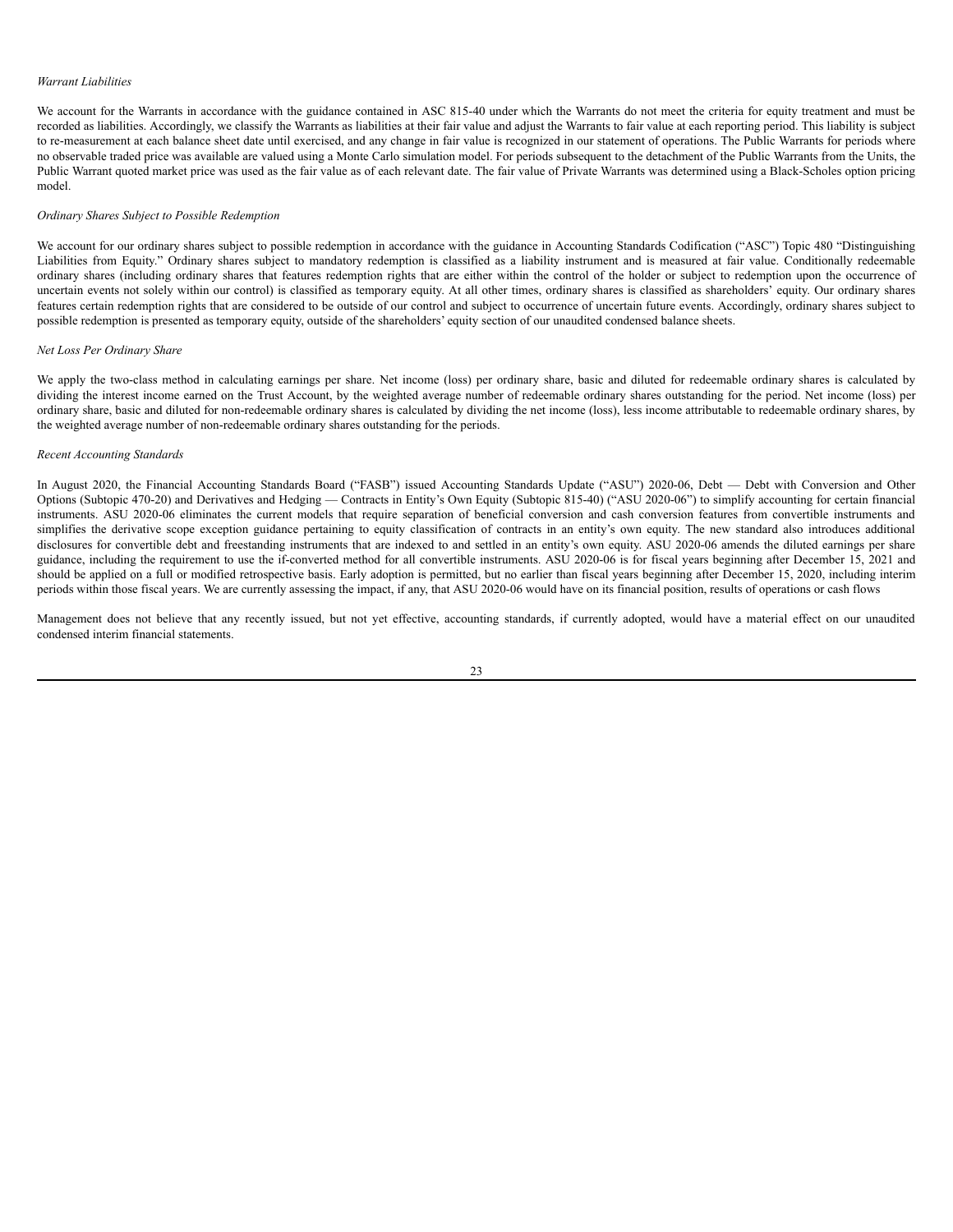*Warrant Liabilities*

We account for the Warrants in accordance with the guidance contained in ASC 815-40 under which the Warrants do not meet the criteria for equity treatment and must be recorded as liabilities. Accordingly, we classify the Warrants as liabilities at their fair value and adjust the Warrants to fair value at each reporting period. This liability is subject to re-measurement at each balance sheet date until exercised, and any change in fair value is recognized in our statement of operations. The Public Warrants for periods where no observable traded price was available are valued using a Monte Carlo simulation model. For periods subsequent to the detachment of the Public Warrants from the Units, the Public Warrant quoted market price was used as the fair value as of each relevant date. The fair value of Private Warrants was determined using a Black-Scholes option pricing model.

*Ordinary Shares Subject to Possible Redemption*

We account for our ordinary shares subject to possible redemption in accordance with the guidance in Accounting Standards Codification ("ASC") Topic 480 "Distinguishing Liabilities from Equity." Ordinary shares subject to mandatory redemption is classified as a liability instrument and is measured at fair value. Conditionally redeemable ordinary shares (including ordinary shares that features redemption rights that are either within the control of the holder or subject to redemption upon the occurrence of uncertain events not solely within our control) is classified as temporary equity. At all other times, ordinary shares is classified as shareholders' equity. Our ordinary shares features certain redemption rights that are considered to be outside of our control and subject to occurrence of uncertain future events. Accordingly, ordinary shares subject to possible redemption is presented as temporary equity, outside of the shareholders' equity section of our unaudited condensed balance sheets.

*Net Loss Per Ordinary Share*

We apply the two-class method in calculating earnings per share. Net income (loss) per ordinary share, basic and diluted for redeemable ordinary shares is calculated by dividing the interest income earned on the Trust Account, by the weighted average number of redeemable ordinary shares outstanding for the period. Net income (loss) per ordinary share, basic and diluted for non-redeemable ordinary shares is calculated by dividing the net income (loss), less income attributable to redeemable ordinary shares, by the weighted average number of non-redeemable ordinary shares outstanding for the periods.

*Recent Accounting Standards*

In August 2020, the Financial Accounting Standards Board ("FASB") issued Accounting Standards Update ("ASU") 2020-06, Debt — Debt with Conversion and Other Options (Subtopic 470-20) and Derivatives and Hedging — Contracts in Entity's Own Equity (Subtopic 815-40) ("ASU 2020-06") to simplify accounting for certain financial instruments. ASU 2020-06 eliminates the current models that require separation of beneficial conversion and cash conversion features from convertible instruments and simplifies the derivative scope exception guidance pertaining to equity classification of contracts in an entity's own equity. The new standard also introduces additional disclosures for convertible debt and freestanding instruments that are indexed to and settled in an entity's own equity. ASU 2020-06 amends the diluted earnings per share guidance, including the requirement to use the if-converted method for all convertible instruments. ASU 2020-06 is for fiscal years beginning after December 15, 2021 and should be applied on a full or modified retrospective basis. Early adoption is permitted, but no earlier than fiscal years beginning after December 15, 2020, including interim periods within those fiscal years. We are currently assessing the impact, if any, that ASU 2020-06 would have on its financial position, results of operations or cash flows

Management does not believe that any recently issued, but not yet effective, accounting standards, if currently adopted, would have a material effect on our unaudited condensed interim financial statements.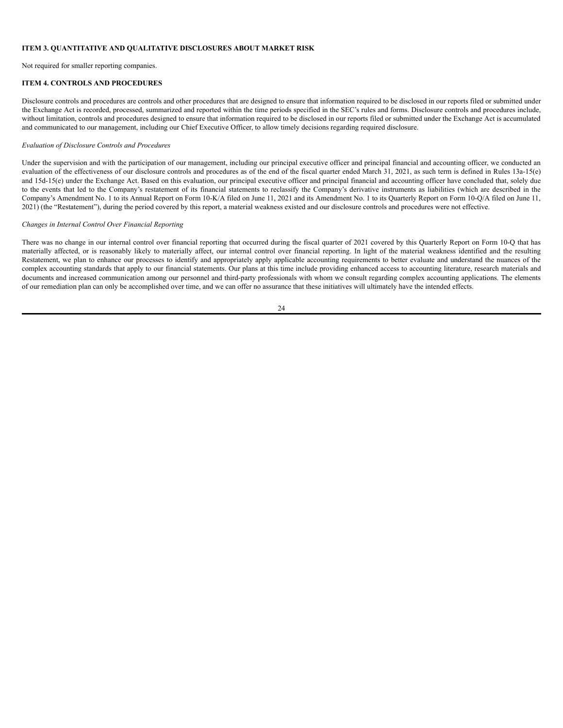**ITEM 3. QUANTITATIVE AND QUALITATIVE DISCLOSURES ABOUT MARKET RISK**

Not required for smaller reporting companies.

**ITEM 4. CONTROLS AND PROCEDURES**

Disclosure controls and procedures are controls and other procedures that are designed to ensure that information required to be disclosed in our reports filed or submitted under the Exchange Act is recorded, processed, summarized and reported within the time periods specified in the SEC's rules and forms. Disclosure controls and procedures include, without limitation, controls and procedures designed to ensure that information required to be disclosed in our reports filed or submitted under the Exchange Act is accumulated and communicated to our management, including our Chief Executive Officer, to allow timely decisions regarding required disclosure.

*Evaluation of Disclosure Controls and Procedures*

Under the supervision and with the participation of our management, including our principal executive officer and principal financial and accounting officer, we conducted an evaluation of the effectiveness of our disclosure controls and procedures as of the end of the fiscal quarter ended March 31, 2021, as such term is defined in Rules 13a-15(e) and 15d-15(e) under the Exchange Act. Based on this evaluation, our principal executive officer and principal financial and accounting officer have concluded that, solely due to the events that led to the Company's restatement of its financial statements to reclassify the Company's derivative instruments as liabilities (which are described in the Company's Amendment No. 1 to its Annual Report on Form 10-K/A filed on June 11, 2021 and its Amendment No. 1 to its Quarterly Report on Form 10-Q/A filed on June 11, 2021) (the "Restatement"), during the period covered by this report, a material weakness existed and our disclosure controls and procedures were not effective.

*Changes in Internal Control Over Financial Reporting*

There was no change in our internal control over financial reporting that occurred during the fiscal quarter of 2021 covered by this Quarterly Report on Form 10-Q that has materially affected, or is reasonably likely to materially affect, our internal control over financial reporting. In light of the material weakness identified and the resulting Restatement, we plan to enhance our processes to identify and appropriately apply applicable accounting requirements to better evaluate and understand the nuances of the complex accounting standards that apply to our financial statements. Our plans at this time include providing enhanced access to accounting literature, research materials and documents and increased communication among our personnel and third-party professionals with whom we consult regarding complex accounting applications. The elements of our remediation plan can only be accomplished over time, and we can offer no assurance that these initiatives will ultimately have the intended effects.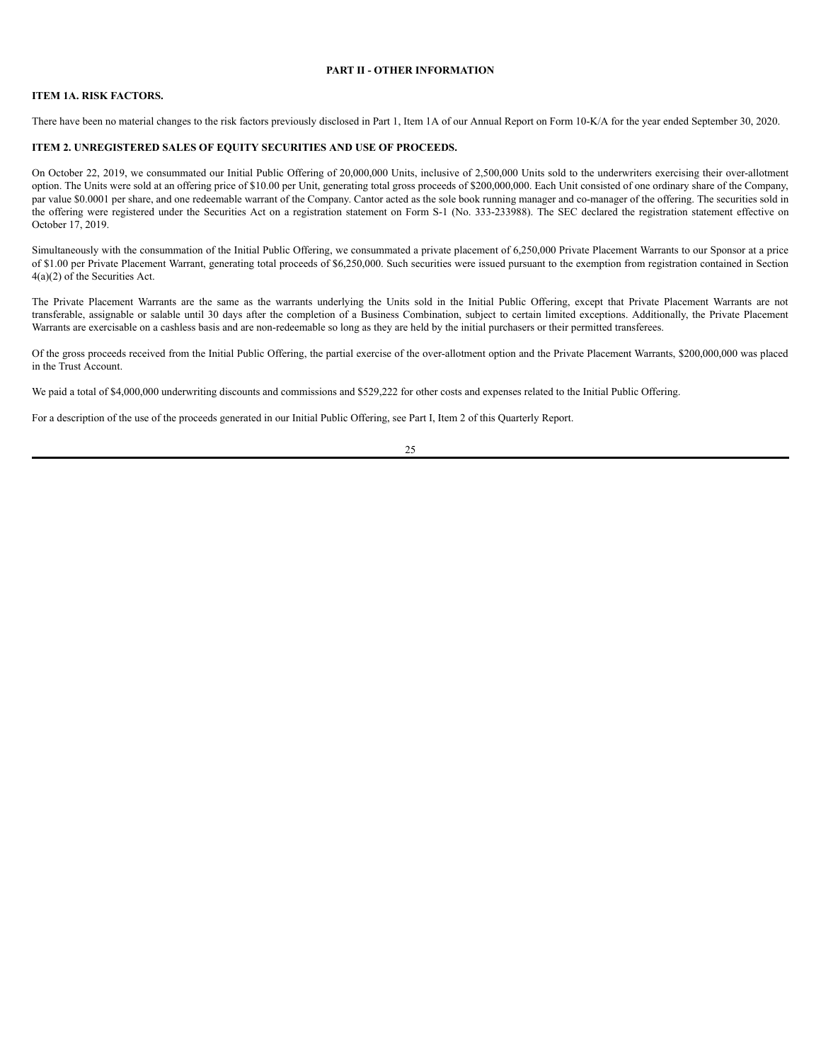# PART II - OTHER INFORMATION

## ITEM 1A. RISK FACTORS.

There have been no material changes to the risk factors previously disclosed in Part 1, Item 1A of our Annual Report on Form 10-K/A for the year ended September 30, 2020.

## ITEM 2. UNREGISTERED SALES OF EQUITY SECURITIES AND USE OF PROCEEDS.

On October 22, 2019, we consummated our Initial Public Offering of 20,000,000 Units, inclusive of 2,500,000 Units sold to the underwriters exercising their over-allotment option. The Units were sold at an offering price of $10.00 per Unit, generating total gross proceeds of $200,000,000. Each Unit consisted of one ordinary share of the Company, par value $0.0001 per share, and one redeemable warrant of the Company. Cantor acted as the sole book running manager and co-manager of the offering. The securities sold in the offering were registered under the Securities Act on a registration statement on Form S-1 (No. 333-233988). The SEC declared the registration statement effective on October 17, 2019.

Simultaneously with the consummation of the Initial Public Offering, we consummated a private placement of 6,250,000 Private Placement Warrants to our Sponsor at a price of $1.00 per Private Placement Warrant, generating total proceeds of $6,250,000. Such securities were issued pursuant to the exemption from registration contained in Section 4(a)(2) of the Securities Act.

The Private Placement Warrants are the same as the warrants underlying the Units sold in the Initial Public Offering, except that Private Placement Warrants are not transferable, assignable or salable until 30 days after the completion of a Business Combination, subject to certain limited exceptions. Additionally, the Private Placement Warrants are exercisable on a cashless basis and are non-redeemable so long as they are held by the initial purchasers or their permitted transferees.

Of the gross proceeds received from the Initial Public Offering, the partial exercise of the over-allotment option and the Private Placement Warrants, $200,000,000 was placed in the Trust Account.

We paid a total of $4,000,000 underwriting discounts and commissions and $529,222 for other costs and expenses related to the Initial Public Offering.

For a description of the use of the proceeds generated in our Initial Public Offering, see Part I, Item 2 of this Quarterly Report.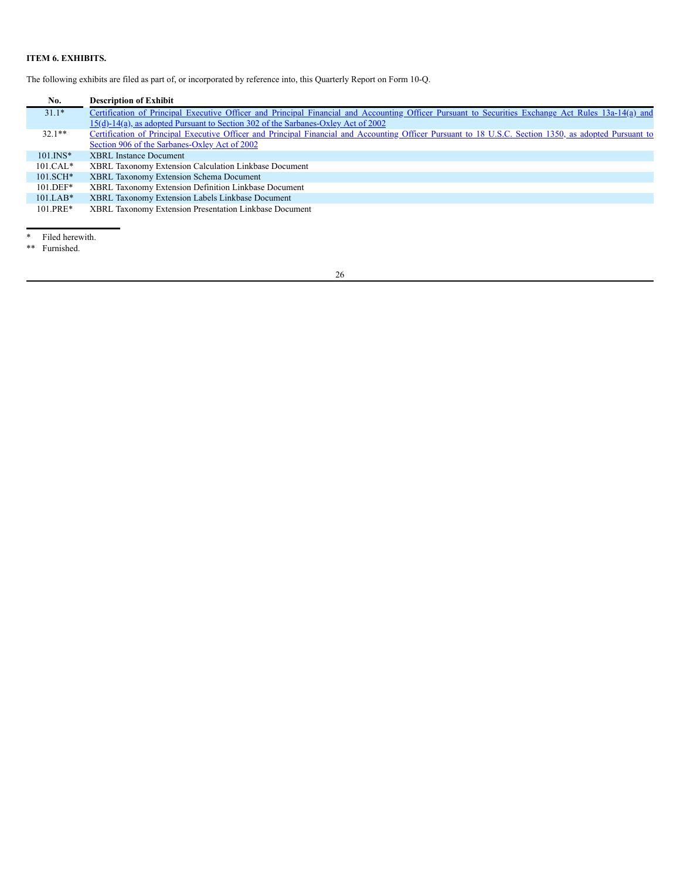**ITEM 6. EXHIBITS.**

The following exhibits are filed as part of, or incorporated by reference into, this Quarterly Report on Form 10-Q.

| No. | Description of Exhibit |
|---|---|
| 31.1* | Certification of Principal Executive Officer and Principal Financial and Accounting Officer Pursuant to Securities Exchange Act Rules 13a-14(a) and 15(d)-14(a), as adopted Pursuant to Section 302 of the Sarbanes-Oxley Act of 2002 |
| 32.1** | Certification of Principal Executive Officer and Principal Financial and Accounting Officer Pursuant to 18 U.S.C. Section 1350, as adopted Pursuant to Section 906 of the Sarbanes-Oxley Act of 2002 |
| 101.INS* | XBRL Instance Document |
| 101.CAL* | XBRL Taxonomy Extension Calculation Linkbase Document |
| 101.SCH* | XBRL Taxonomy Extension Schema Document |
| 101.DEF* | XBRL Taxonomy Extension Definition Linkbase Document |
| 101.LAB* | XBRL Taxonomy Extension Labels Linkbase Document |
| 101.PRE* | XBRL Taxonomy Extension Presentation Linkbase Document |

\* Filed herewith.

\*\* Furnished.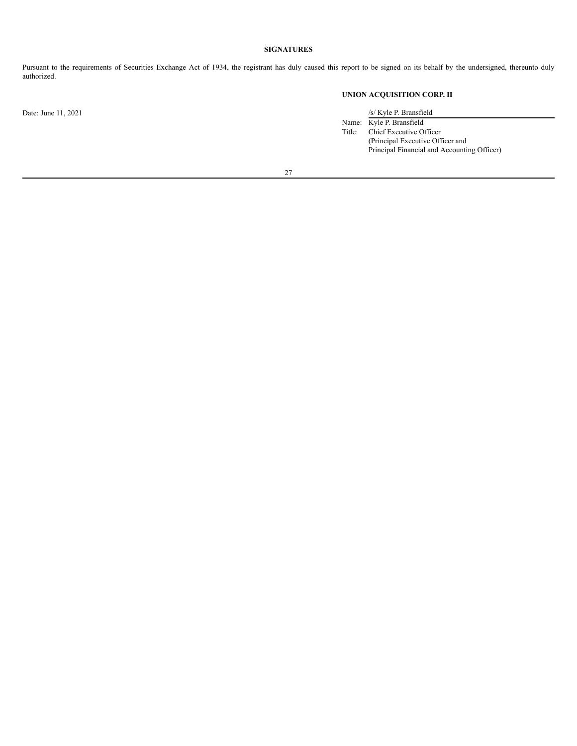**SIGNATURES**

Pursuant to the requirements of Securities Exchange Act of 1934, the registrant has duly caused this report to be signed on its behalf by the undersigned, thereunto duly authorized.

**UNION ACQUISITION CORP. II**

Date: June 11, 2021

/s/ Kyle P. Bransfield

Name: Kyle P. Bransfield
Title: Chief Executive Officer
(Principal Executive Officer and
Principal Financial and Accounting Officer)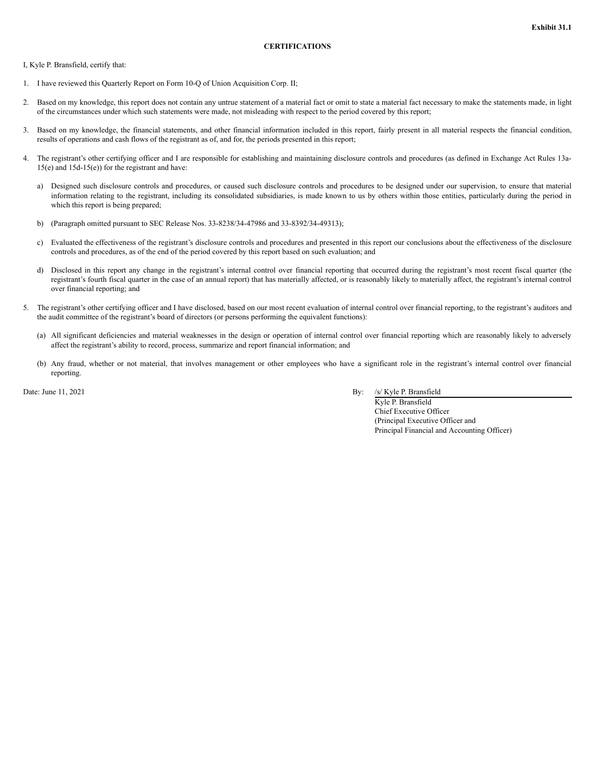**Exhibit 31.1**

**CERTIFICATIONS**

I, Kyle P. Bransfield, certify that:

1. I have reviewed this Quarterly Report on Form 10-Q of Union Acquisition Corp. II;

2. Based on my knowledge, this report does not contain any untrue statement of a material fact or omit to state a material fact necessary to make the statements made, in light of the circumstances under which such statements were made, not misleading with respect to the period covered by this report;

3. Based on my knowledge, the financial statements, and other financial information included in this report, fairly present in all material respects the financial condition, results of operations and cash flows of the registrant as of, and for, the periods presented in this report;

4. The registrant's other certifying officer and I are responsible for establishing and maintaining disclosure controls and procedures (as defined in Exchange Act Rules 13a-15(e) and 15d-15(e)) for the registrant and have:

   a) Designed such disclosure controls and procedures, or caused such disclosure controls and procedures to be designed under our supervision, to ensure that material information relating to the registrant, including its consolidated subsidiaries, is made known to us by others within those entities, particularly during the period in which this report is being prepared;

   b) (Paragraph omitted pursuant to SEC Release Nos. 33-8238/34-47986 and 33-8392/34-49313);

   c) Evaluated the effectiveness of the registrant's disclosure controls and procedures and presented in this report our conclusions about the effectiveness of the disclosure controls and procedures, as of the end of the period covered by this report based on such evaluation; and

   d) Disclosed in this report any change in the registrant's internal control over financial reporting that occurred during the registrant's most recent fiscal quarter (the registrant's fourth fiscal quarter in the case of an annual report) that has materially affected, or is reasonably likely to materially affect, the registrant's internal control over financial reporting; and

5. The registrant's other certifying officer and I have disclosed, based on our most recent evaluation of internal control over financial reporting, to the registrant's auditors and the audit committee of the registrant's board of directors (or persons performing the equivalent functions):

   (a) All significant deficiencies and material weaknesses in the design or operation of internal control over financial reporting which are reasonably likely to adversely affect the registrant's ability to record, process, summarize and report financial information; and

   (b) Any fraud, whether or not material, that involves management or other employees who have a significant role in the registrant's internal control over financial reporting.

Date: June 11, 2021

By: /s/ Kyle P. Bransfield
Kyle P. Bransfield
Chief Executive Officer
(Principal Executive Officer and
Principal Financial and Accounting Officer)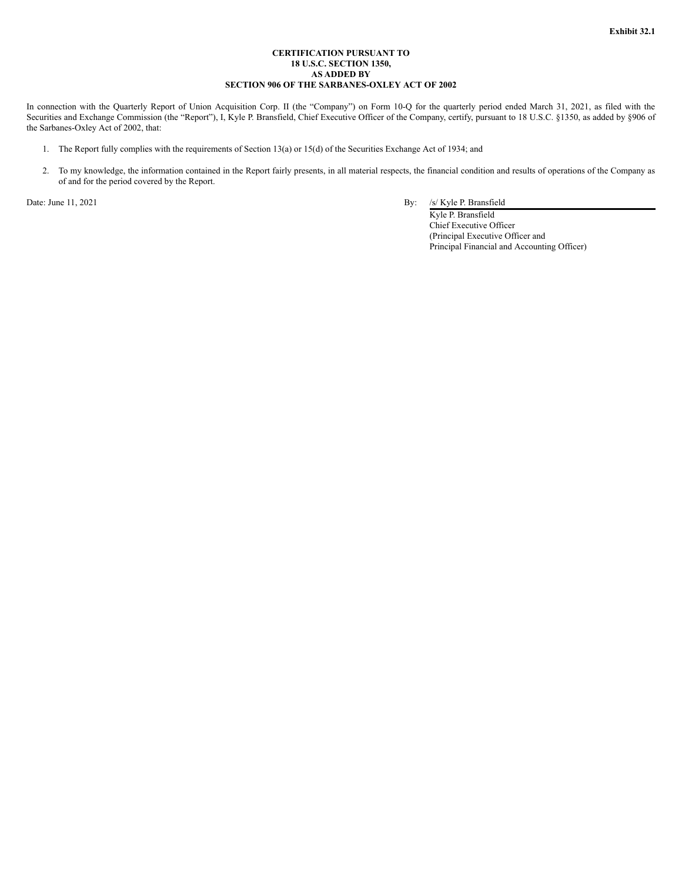**Exhibit 32.1**

**CERTIFICATION PURSUANT TO**
**18 U.S.C. SECTION 1350,**
**AS ADDED BY**
**SECTION 906 OF THE SARBANES-OXLEY ACT OF 2002**

In connection with the Quarterly Report of Union Acquisition Corp. II (the "Company") on Form 10-Q for the quarterly period ended March 31, 2021, as filed with the Securities and Exchange Commission (the "Report"), I, Kyle P. Bransfield, Chief Executive Officer of the Company, certify, pursuant to 18 U.S.C. §1350, as added by §906 of the Sarbanes-Oxley Act of 2002, that:

1. The Report fully complies with the requirements of Section 13(a) or 15(d) of the Securities Exchange Act of 1934; and
2. To my knowledge, the information contained in the Report fairly presents, in all material respects, the financial condition and results of operations of the Company as of and for the period covered by the Report.

Date: June 11, 2021

By: /s/ Kyle P. Bransfield
Kyle P. Bransfield
Chief Executive Officer
(Principal Executive Officer and
Principal Financial and Accounting Officer)